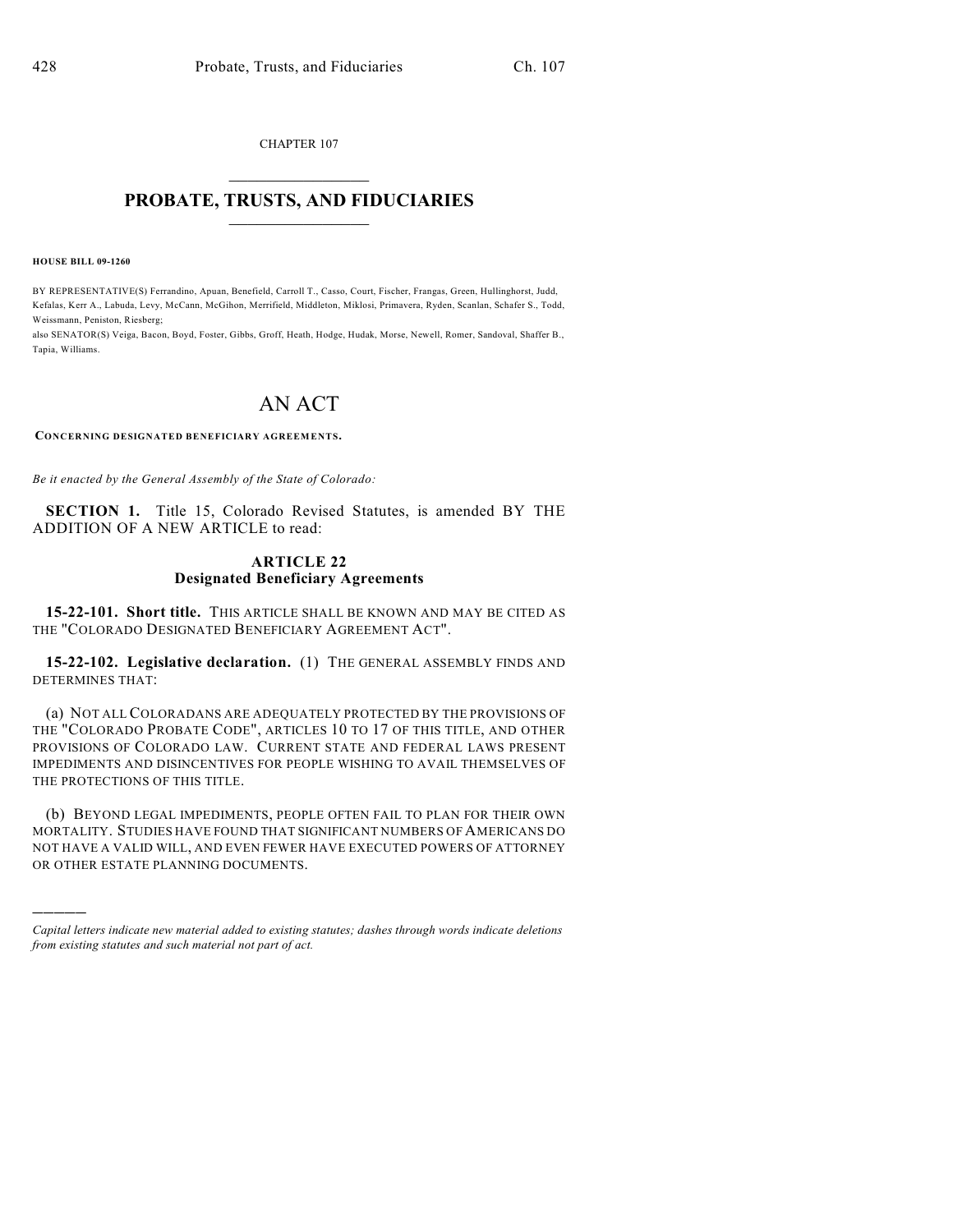CHAPTER 107

# PROBATE, TRUSTS, AND FIDUCIARIES

**HOUSE BILL 09-1260**

BY REPRESENTATIVE(S) Ferrandino, Apuan, Benefield, Carroll T., Casso, Court, Fischer, Frangas, Green, Hullinghorst, Judd, Kefalas, Kerr A., Labuda, Levy, McCann, McGihon, Merrifield, Middleton, Miklosi, Primavera, Ryden, Scanlan, Schafer S., Todd, Weissmann, Peniston, Riesberg;
also SENATOR(S) Veiga, Bacon, Boyd, Foster, Gibbs, Groff, Heath, Hodge, Hudak, Morse, Newell, Romer, Sandoval, Shaffer B., Tapia, Williams.

# AN ACT

**CONCERNING DESIGNATED BENEFICIARY AGREEMENTS.**

*Be it enacted by the General Assembly of the State of Colorado:*

**SECTION 1.** Title 15, Colorado Revised Statutes, is amended BY THE ADDITION OF A NEW ARTICLE to read:

## ARTICLE 22
## Designated Beneficiary Agreements

**15-22-101. Short title.** THIS ARTICLE SHALL BE KNOWN AND MAY BE CITED AS THE "COLORADO DESIGNATED BENEFICIARY AGREEMENT ACT".

**15-22-102. Legislative declaration.** (1) THE GENERAL ASSEMBLY FINDS AND DETERMINES THAT:

(a) NOT ALL COLORADANS ARE ADEQUATELY PROTECTED BY THE PROVISIONS OF THE "COLORADO PROBATE CODE", ARTICLES 10 TO 17 OF THIS TITLE, AND OTHER PROVISIONS OF COLORADO LAW. CURRENT STATE AND FEDERAL LAWS PRESENT IMPEDIMENTS AND DISINCENTIVES FOR PEOPLE WISHING TO AVAIL THEMSELVES OF THE PROTECTIONS OF THIS TITLE.

(b) BEYOND LEGAL IMPEDIMENTS, PEOPLE OFTEN FAIL TO PLAN FOR THEIR OWN MORTALITY. STUDIES HAVE FOUND THAT SIGNIFICANT NUMBERS OF AMERICANS DO NOT HAVE A VALID WILL, AND EVEN FEWER HAVE EXECUTED POWERS OF ATTORNEY OR OTHER ESTATE PLANNING DOCUMENTS.

*Capital letters indicate new material added to existing statutes; dashes through words indicate deletions from existing statutes and such material not part of act.*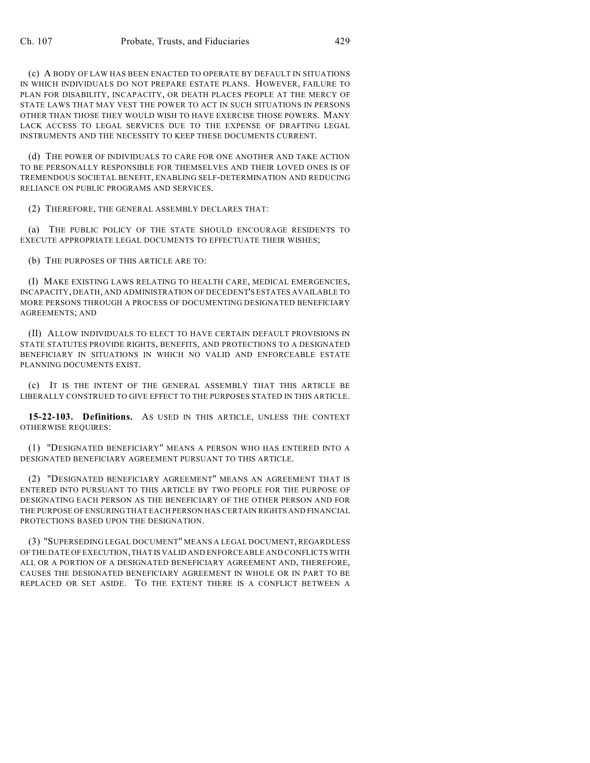(c) A BODY OF LAW HAS BEEN ENACTED TO OPERATE BY DEFAULT IN SITUATIONS IN WHICH INDIVIDUALS DO NOT PREPARE ESTATE PLANS. HOWEVER, FAILURE TO PLAN FOR DISABILITY, INCAPACITY, OR DEATH PLACES PEOPLE AT THE MERCY OF STATE LAWS THAT MAY VEST THE POWER TO ACT IN SUCH SITUATIONS IN PERSONS OTHER THAN THOSE THEY WOULD WISH TO HAVE EXERCISE THOSE POWERS. MANY LACK ACCESS TO LEGAL SERVICES DUE TO THE EXPENSE OF DRAFTING LEGAL INSTRUMENTS AND THE NECESSITY TO KEEP THESE DOCUMENTS CURRENT.

(d) THE POWER OF INDIVIDUALS TO CARE FOR ONE ANOTHER AND TAKE ACTION TO BE PERSONALLY RESPONSIBLE FOR THEMSELVES AND THEIR LOVED ONES IS OF TREMENDOUS SOCIETAL BENEFIT, ENABLING SELF-DETERMINATION AND REDUCING RELIANCE ON PUBLIC PROGRAMS AND SERVICES.

(2) THEREFORE, THE GENERAL ASSEMBLY DECLARES THAT:

(a) THE PUBLIC POLICY OF THE STATE SHOULD ENCOURAGE RESIDENTS TO EXECUTE APPROPRIATE LEGAL DOCUMENTS TO EFFECTUATE THEIR WISHES;

(b) THE PURPOSES OF THIS ARTICLE ARE TO:

(I) MAKE EXISTING LAWS RELATING TO HEALTH CARE, MEDICAL EMERGENCIES, INCAPACITY, DEATH, AND ADMINISTRATION OF DECEDENT'S ESTATES AVAILABLE TO MORE PERSONS THROUGH A PROCESS OF DOCUMENTING DESIGNATED BENEFICIARY AGREEMENTS; AND

(II) ALLOW INDIVIDUALS TO ELECT TO HAVE CERTAIN DEFAULT PROVISIONS IN STATE STATUTES PROVIDE RIGHTS, BENEFITS, AND PROTECTIONS TO A DESIGNATED BENEFICIARY IN SITUATIONS IN WHICH NO VALID AND ENFORCEABLE ESTATE PLANNING DOCUMENTS EXIST.

(c) IT IS THE INTENT OF THE GENERAL ASSEMBLY THAT THIS ARTICLE BE LIBERALLY CONSTRUED TO GIVE EFFECT TO THE PURPOSES STATED IN THIS ARTICLE.

**15-22-103. Definitions.** AS USED IN THIS ARTICLE, UNLESS THE CONTEXT OTHERWISE REQUIRES:

(1) "DESIGNATED BENEFICIARY" MEANS A PERSON WHO HAS ENTERED INTO A DESIGNATED BENEFICIARY AGREEMENT PURSUANT TO THIS ARTICLE.

(2) "DESIGNATED BENEFICIARY AGREEMENT" MEANS AN AGREEMENT THAT IS ENTERED INTO PURSUANT TO THIS ARTICLE BY TWO PEOPLE FOR THE PURPOSE OF DESIGNATING EACH PERSON AS THE BENEFICIARY OF THE OTHER PERSON AND FOR THE PURPOSE OF ENSURING THAT EACH PERSON HAS CERTAIN RIGHTS AND FINANCIAL PROTECTIONS BASED UPON THE DESIGNATION.

(3) "SUPERSEDING LEGAL DOCUMENT" MEANS A LEGAL DOCUMENT, REGARDLESS OF THE DATE OF EXECUTION, THAT IS VALID AND ENFORCEABLE AND CONFLICTS WITH ALL OR A PORTION OF A DESIGNATED BENEFICIARY AGREEMENT AND, THEREFORE, CAUSES THE DESIGNATED BENEFICIARY AGREEMENT IN WHOLE OR IN PART TO BE REPLACED OR SET ASIDE. TO THE EXTENT THERE IS A CONFLICT BETWEEN A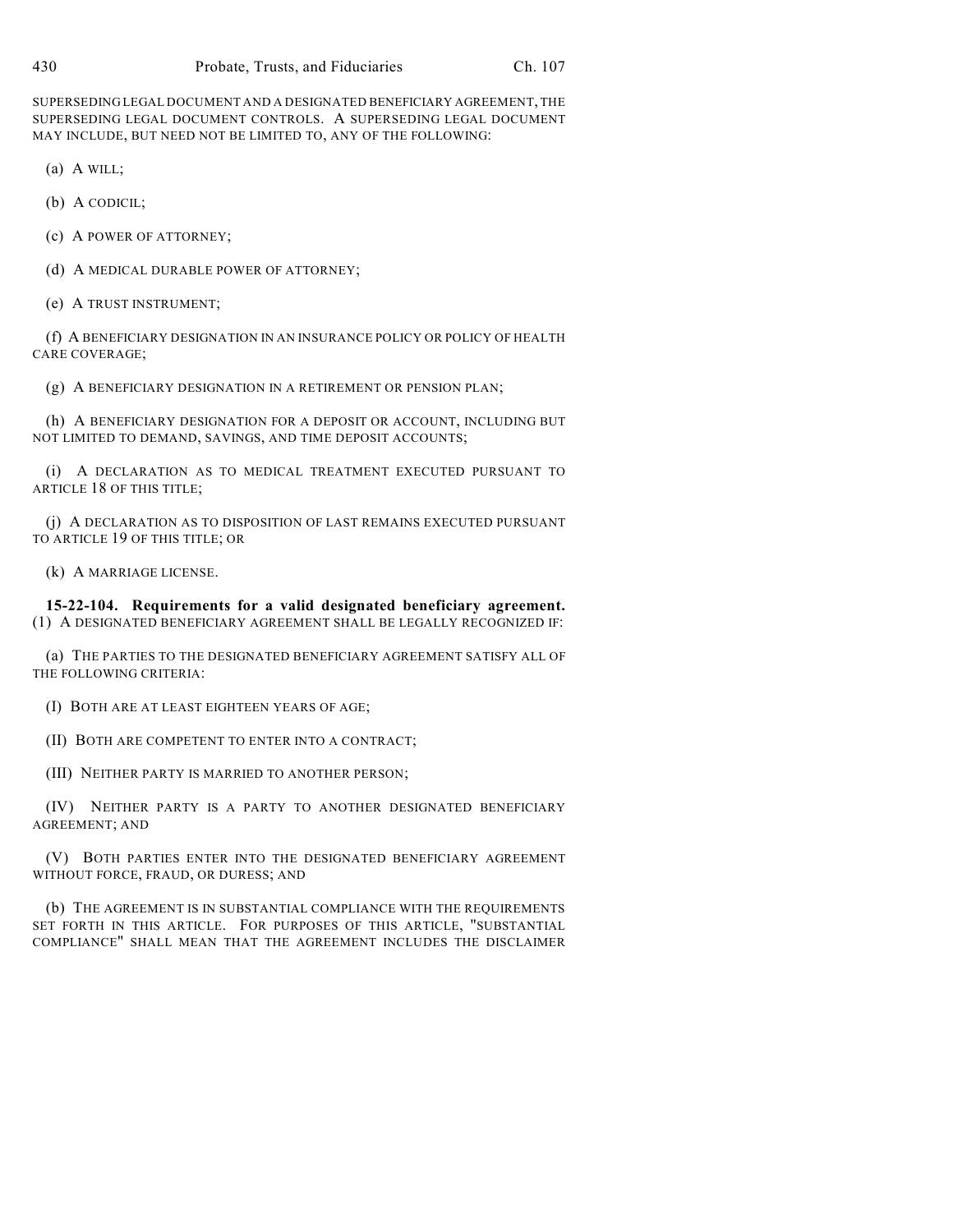SUPERSEDING LEGAL DOCUMENT AND A DESIGNATED BENEFICIARY AGREEMENT, THE SUPERSEDING LEGAL DOCUMENT CONTROLS. A SUPERSEDING LEGAL DOCUMENT MAY INCLUDE, BUT NEED NOT BE LIMITED TO, ANY OF THE FOLLOWING:

(a) A WILL;

(b) A CODICIL;

(c) A POWER OF ATTORNEY;

(d) A MEDICAL DURABLE POWER OF ATTORNEY;

(e) A TRUST INSTRUMENT;

(f) A BENEFICIARY DESIGNATION IN AN INSURANCE POLICY OR POLICY OF HEALTH CARE COVERAGE;

(g) A BENEFICIARY DESIGNATION IN A RETIREMENT OR PENSION PLAN;

(h) A BENEFICIARY DESIGNATION FOR A DEPOSIT OR ACCOUNT, INCLUDING BUT NOT LIMITED TO DEMAND, SAVINGS, AND TIME DEPOSIT ACCOUNTS;

(i) A DECLARATION AS TO MEDICAL TREATMENT EXECUTED PURSUANT TO ARTICLE 18 OF THIS TITLE;

(j) A DECLARATION AS TO DISPOSITION OF LAST REMAINS EXECUTED PURSUANT TO ARTICLE 19 OF THIS TITLE; OR

(k) A MARRIAGE LICENSE.

**15-22-104. Requirements for a valid designated beneficiary agreement.** (1) A DESIGNATED BENEFICIARY AGREEMENT SHALL BE LEGALLY RECOGNIZED IF:

(a) THE PARTIES TO THE DESIGNATED BENEFICIARY AGREEMENT SATISFY ALL OF THE FOLLOWING CRITERIA:

(I) BOTH ARE AT LEAST EIGHTEEN YEARS OF AGE;

(II) BOTH ARE COMPETENT TO ENTER INTO A CONTRACT;

(III) NEITHER PARTY IS MARRIED TO ANOTHER PERSON;

(IV) NEITHER PARTY IS A PARTY TO ANOTHER DESIGNATED BENEFICIARY AGREEMENT; AND

(V) BOTH PARTIES ENTER INTO THE DESIGNATED BENEFICIARY AGREEMENT WITHOUT FORCE, FRAUD, OR DURESS; AND

(b) THE AGREEMENT IS IN SUBSTANTIAL COMPLIANCE WITH THE REQUIREMENTS SET FORTH IN THIS ARTICLE. FOR PURPOSES OF THIS ARTICLE, "SUBSTANTIAL COMPLIANCE" SHALL MEAN THAT THE AGREEMENT INCLUDES THE DISCLAIMER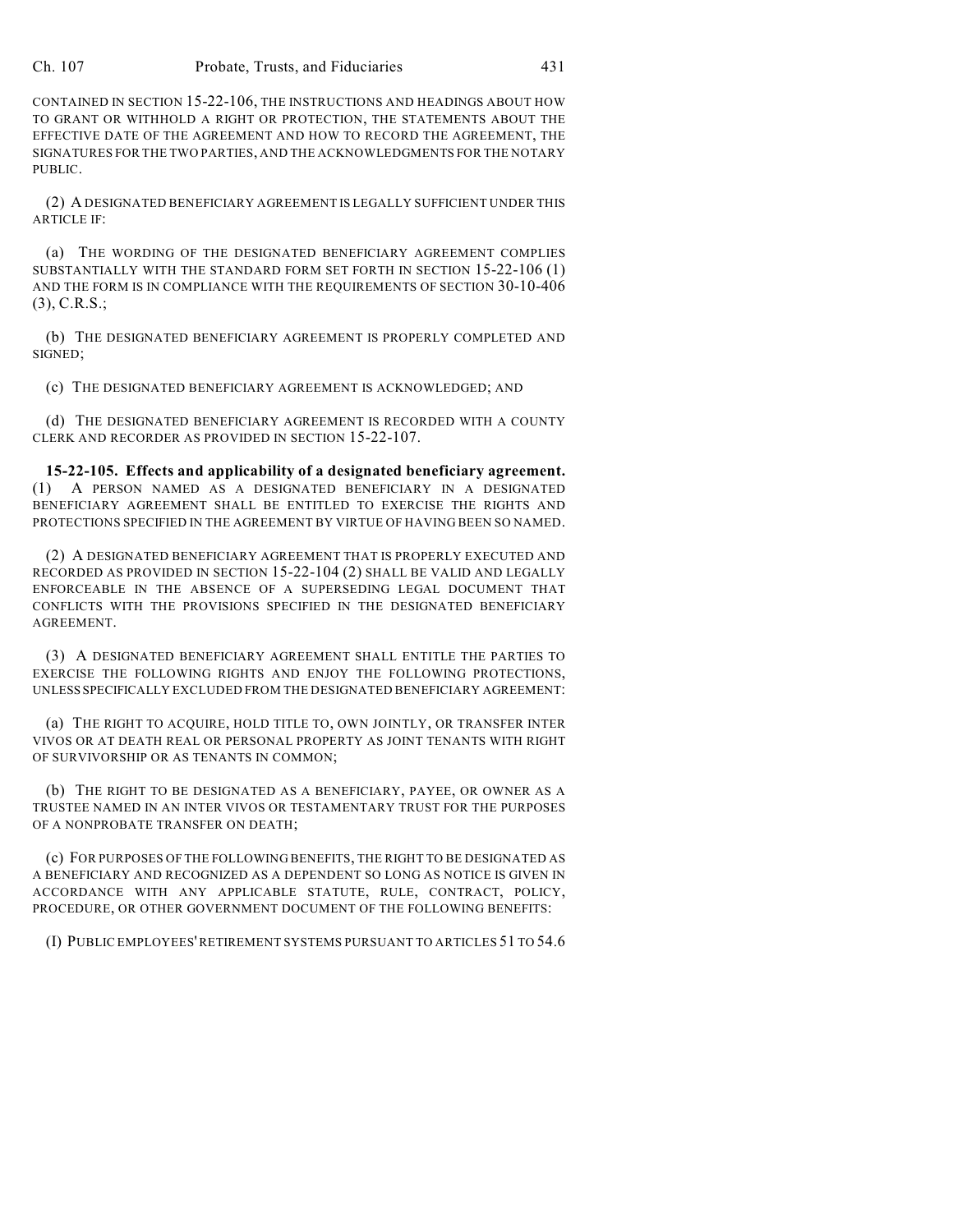CONTAINED IN SECTION 15-22-106, THE INSTRUCTIONS AND HEADINGS ABOUT HOW TO GRANT OR WITHHOLD A RIGHT OR PROTECTION, THE STATEMENTS ABOUT THE EFFECTIVE DATE OF THE AGREEMENT AND HOW TO RECORD THE AGREEMENT, THE SIGNATURES FOR THE TWO PARTIES, AND THE ACKNOWLEDGMENTS FOR THE NOTARY PUBLIC.

(2) A DESIGNATED BENEFICIARY AGREEMENT IS LEGALLY SUFFICIENT UNDER THIS ARTICLE IF:

(a) THE WORDING OF THE DESIGNATED BENEFICIARY AGREEMENT COMPLIES SUBSTANTIALLY WITH THE STANDARD FORM SET FORTH IN SECTION 15-22-106 (1) AND THE FORM IS IN COMPLIANCE WITH THE REQUIREMENTS OF SECTION 30-10-406 (3), C.R.S.;

(b) THE DESIGNATED BENEFICIARY AGREEMENT IS PROPERLY COMPLETED AND SIGNED;

(c) THE DESIGNATED BENEFICIARY AGREEMENT IS ACKNOWLEDGED; AND

(d) THE DESIGNATED BENEFICIARY AGREEMENT IS RECORDED WITH A COUNTY CLERK AND RECORDER AS PROVIDED IN SECTION 15-22-107.

**15-22-105. Effects and applicability of a designated beneficiary agreement.** (1) A PERSON NAMED AS A DESIGNATED BENEFICIARY IN A DESIGNATED BENEFICIARY AGREEMENT SHALL BE ENTITLED TO EXERCISE THE RIGHTS AND PROTECTIONS SPECIFIED IN THE AGREEMENT BY VIRTUE OF HAVING BEEN SO NAMED.

(2) A DESIGNATED BENEFICIARY AGREEMENT THAT IS PROPERLY EXECUTED AND RECORDED AS PROVIDED IN SECTION 15-22-104 (2) SHALL BE VALID AND LEGALLY ENFORCEABLE IN THE ABSENCE OF A SUPERSEDING LEGAL DOCUMENT THAT CONFLICTS WITH THE PROVISIONS SPECIFIED IN THE DESIGNATED BENEFICIARY AGREEMENT.

(3) A DESIGNATED BENEFICIARY AGREEMENT SHALL ENTITLE THE PARTIES TO EXERCISE THE FOLLOWING RIGHTS AND ENJOY THE FOLLOWING PROTECTIONS, UNLESS SPECIFICALLY EXCLUDED FROM THE DESIGNATED BENEFICIARY AGREEMENT:

(a) THE RIGHT TO ACQUIRE, HOLD TITLE TO, OWN JOINTLY, OR TRANSFER INTER VIVOS OR AT DEATH REAL OR PERSONAL PROPERTY AS JOINT TENANTS WITH RIGHT OF SURVIVORSHIP OR AS TENANTS IN COMMON;

(b) THE RIGHT TO BE DESIGNATED AS A BENEFICIARY, PAYEE, OR OWNER AS A TRUSTEE NAMED IN AN INTER VIVOS OR TESTAMENTARY TRUST FOR THE PURPOSES OF A NONPROBATE TRANSFER ON DEATH;

(c) FOR PURPOSES OF THE FOLLOWING BENEFITS, THE RIGHT TO BE DESIGNATED AS A BENEFICIARY AND RECOGNIZED AS A DEPENDENT SO LONG AS NOTICE IS GIVEN IN ACCORDANCE WITH ANY APPLICABLE STATUTE, RULE, CONTRACT, POLICY, PROCEDURE, OR OTHER GOVERNMENT DOCUMENT OF THE FOLLOWING BENEFITS:

(I) PUBLIC EMPLOYEES' RETIREMENT SYSTEMS PURSUANT TO ARTICLES 51 TO 54.6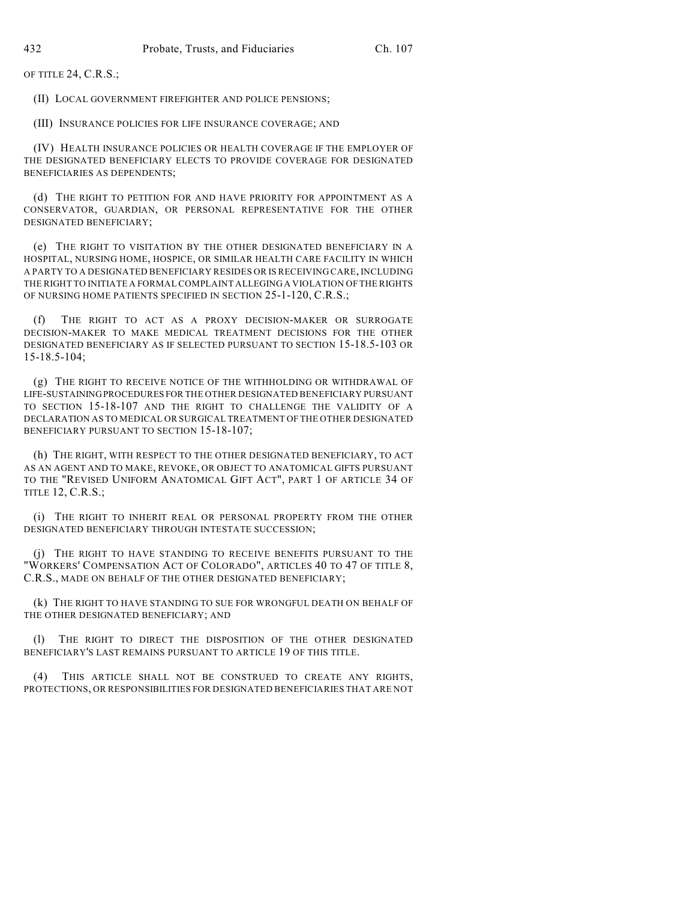OF TITLE 24, C.R.S.;

(II) LOCAL GOVERNMENT FIREFIGHTER AND POLICE PENSIONS;

(III) INSURANCE POLICIES FOR LIFE INSURANCE COVERAGE; AND

(IV) HEALTH INSURANCE POLICIES OR HEALTH COVERAGE IF THE EMPLOYER OF THE DESIGNATED BENEFICIARY ELECTS TO PROVIDE COVERAGE FOR DESIGNATED BENEFICIARIES AS DEPENDENTS;

(d) THE RIGHT TO PETITION FOR AND HAVE PRIORITY FOR APPOINTMENT AS A CONSERVATOR, GUARDIAN, OR PERSONAL REPRESENTATIVE FOR THE OTHER DESIGNATED BENEFICIARY;

(e) THE RIGHT TO VISITATION BY THE OTHER DESIGNATED BENEFICIARY IN A HOSPITAL, NURSING HOME, HOSPICE, OR SIMILAR HEALTH CARE FACILITY IN WHICH A PARTY TO A DESIGNATED BENEFICIARY RESIDES OR IS RECEIVING CARE, INCLUDING THE RIGHT TO INITIATE A FORMAL COMPLAINT ALLEGING A VIOLATION OF THE RIGHTS OF NURSING HOME PATIENTS SPECIFIED IN SECTION 25-1-120, C.R.S.;

(f) THE RIGHT TO ACT AS A PROXY DECISION-MAKER OR SURROGATE DECISION-MAKER TO MAKE MEDICAL TREATMENT DECISIONS FOR THE OTHER DESIGNATED BENEFICIARY AS IF SELECTED PURSUANT TO SECTION 15-18.5-103 OR 15-18.5-104;

(g) THE RIGHT TO RECEIVE NOTICE OF THE WITHHOLDING OR WITHDRAWAL OF LIFE-SUSTAINING PROCEDURES FOR THE OTHER DESIGNATED BENEFICIARY PURSUANT TO SECTION 15-18-107 AND THE RIGHT TO CHALLENGE THE VALIDITY OF A DECLARATION AS TO MEDICAL OR SURGICAL TREATMENT OF THE OTHER DESIGNATED BENEFICIARY PURSUANT TO SECTION 15-18-107;

(h) THE RIGHT, WITH RESPECT TO THE OTHER DESIGNATED BENEFICIARY, TO ACT AS AN AGENT AND TO MAKE, REVOKE, OR OBJECT TO ANATOMICAL GIFTS PURSUANT TO THE "REVISED UNIFORM ANATOMICAL GIFT ACT", PART 1 OF ARTICLE 34 OF TITLE 12, C.R.S.;

(i) THE RIGHT TO INHERIT REAL OR PERSONAL PROPERTY FROM THE OTHER DESIGNATED BENEFICIARY THROUGH INTESTATE SUCCESSION;

(j) THE RIGHT TO HAVE STANDING TO RECEIVE BENEFITS PURSUANT TO THE "WORKERS' COMPENSATION ACT OF COLORADO", ARTICLES 40 TO 47 OF TITLE 8, C.R.S., MADE ON BEHALF OF THE OTHER DESIGNATED BENEFICIARY;

(k) THE RIGHT TO HAVE STANDING TO SUE FOR WRONGFUL DEATH ON BEHALF OF THE OTHER DESIGNATED BENEFICIARY; AND

(l) THE RIGHT TO DIRECT THE DISPOSITION OF THE OTHER DESIGNATED BENEFICIARY'S LAST REMAINS PURSUANT TO ARTICLE 19 OF THIS TITLE.

(4) THIS ARTICLE SHALL NOT BE CONSTRUED TO CREATE ANY RIGHTS, PROTECTIONS, OR RESPONSIBILITIES FOR DESIGNATED BENEFICIARIES THAT ARE NOT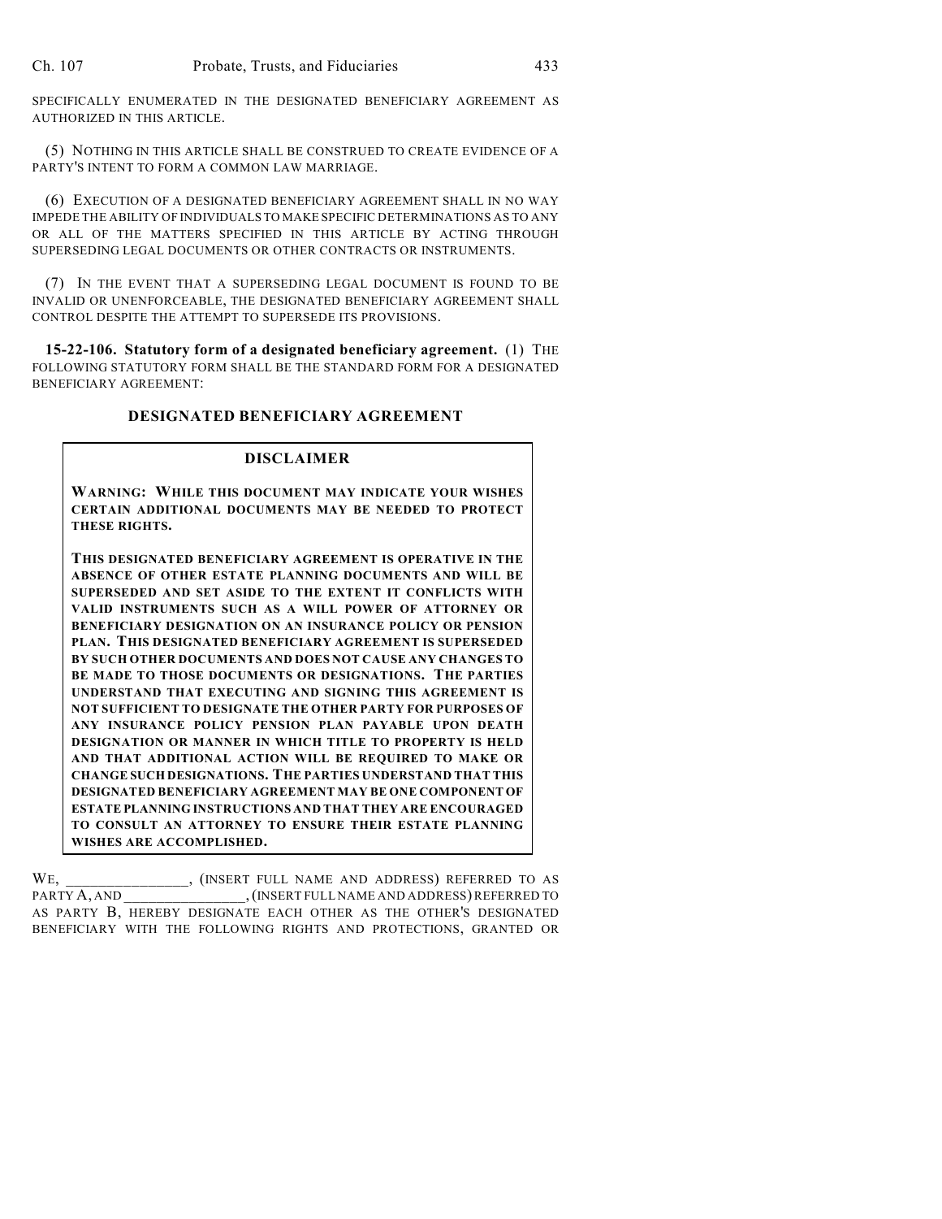SPECIFICALLY ENUMERATED IN THE DESIGNATED BENEFICIARY AGREEMENT AS AUTHORIZED IN THIS ARTICLE.

(5) NOTHING IN THIS ARTICLE SHALL BE CONSTRUED TO CREATE EVIDENCE OF A PARTY'S INTENT TO FORM A COMMON LAW MARRIAGE.

(6) EXECUTION OF A DESIGNATED BENEFICIARY AGREEMENT SHALL IN NO WAY IMPEDE THE ABILITY OF INDIVIDUALS TO MAKE SPECIFIC DETERMINATIONS AS TO ANY OR ALL OF THE MATTERS SPECIFIED IN THIS ARTICLE BY ACTING THROUGH SUPERSEDING LEGAL DOCUMENTS OR OTHER CONTRACTS OR INSTRUMENTS.

(7) IN THE EVENT THAT A SUPERSEDING LEGAL DOCUMENT IS FOUND TO BE INVALID OR UNENFORCEABLE, THE DESIGNATED BENEFICIARY AGREEMENT SHALL CONTROL DESPITE THE ATTEMPT TO SUPERSEDE ITS PROVISIONS.

**15-22-106. Statutory form of a designated beneficiary agreement.** (1) THE FOLLOWING STATUTORY FORM SHALL BE THE STANDARD FORM FOR A DESIGNATED BENEFICIARY AGREEMENT:

## DESIGNATED BENEFICIARY AGREEMENT

### DISCLAIMER

**WARNING: WHILE THIS DOCUMENT MAY INDICATE YOUR WISHES CERTAIN ADDITIONAL DOCUMENTS MAY BE NEEDED TO PROTECT THESE RIGHTS.**

**THIS DESIGNATED BENEFICIARY AGREEMENT IS OPERATIVE IN THE ABSENCE OF OTHER ESTATE PLANNING DOCUMENTS AND WILL BE SUPERSEDED AND SET ASIDE TO THE EXTENT IT CONFLICTS WITH VALID INSTRUMENTS SUCH AS A WILL POWER OF ATTORNEY OR BENEFICIARY DESIGNATION ON AN INSURANCE POLICY OR PENSION PLAN. THIS DESIGNATED BENEFICIARY AGREEMENT IS SUPERSEDED BY SUCH OTHER DOCUMENTS AND DOES NOT CAUSE ANY CHANGES TO BE MADE TO THOSE DOCUMENTS OR DESIGNATIONS. THE PARTIES UNDERSTAND THAT EXECUTING AND SIGNING THIS AGREEMENT IS NOT SUFFICIENT TO DESIGNATE THE OTHER PARTY FOR PURPOSES OF ANY INSURANCE POLICY PENSION PLAN PAYABLE UPON DEATH DESIGNATION OR MANNER IN WHICH TITLE TO PROPERTY IS HELD AND THAT ADDITIONAL ACTION WILL BE REQUIRED TO MAKE OR CHANGE SUCH DESIGNATIONS. THE PARTIES UNDERSTAND THAT THIS DESIGNATED BENEFICIARY AGREEMENT MAY BE ONE COMPONENT OF ESTATE PLANNING INSTRUCTIONS AND THAT THEY ARE ENCOURAGED TO CONSULT AN ATTORNEY TO ENSURE THEIR ESTATE PLANNING WISHES ARE ACCOMPLISHED.**

WE, ________________, (INSERT FULL NAME AND ADDRESS) REFERRED TO AS PARTY A, AND ________________, (INSERT FULL NAME AND ADDRESS) REFERRED TO AS PARTY B, HEREBY DESIGNATE EACH OTHER AS THE OTHER'S DESIGNATED BENEFICIARY WITH THE FOLLOWING RIGHTS AND PROTECTIONS, GRANTED OR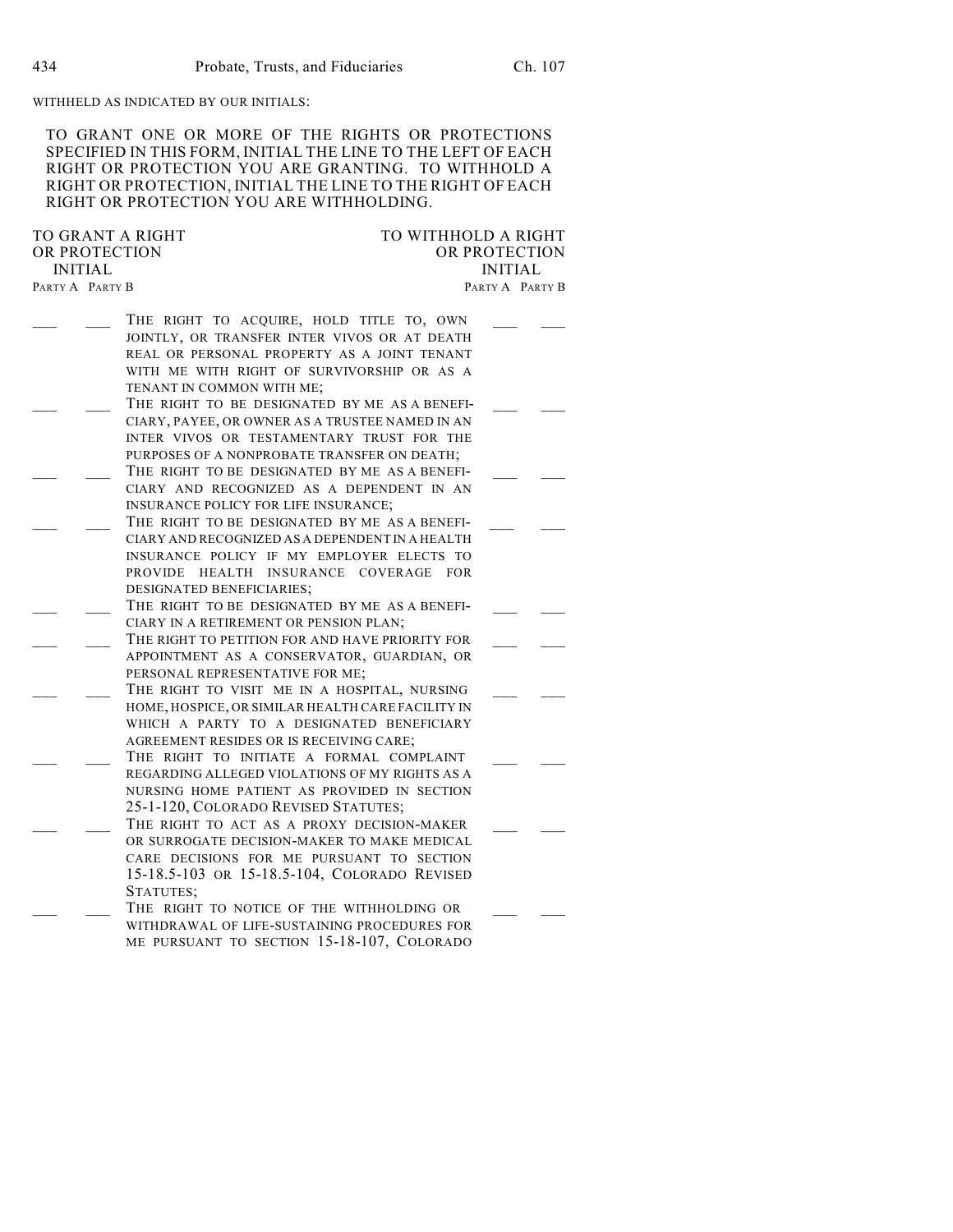WITHHELD AS INDICATED BY OUR INITIALS:

TO GRANT ONE OR MORE OF THE RIGHTS OR PROTECTIONS SPECIFIED IN THIS FORM, INITIAL THE LINE TO THE LEFT OF EACH RIGHT OR PROTECTION YOU ARE GRANTING. TO WITHHOLD A RIGHT OR PROTECTION, INITIAL THE LINE TO THE RIGHT OF EACH RIGHT OR PROTECTION YOU ARE WITHHOLDING.

| TO GRANT A RIGHT OR PROTECTION INITIAL | | | TO WITHHOLD A RIGHT OR PROTECTION INITIAL | |
|---|---|---|---|---|
| PARTY A | PARTY B | | PARTY A | PARTY B |
| ___ | ___ | THE RIGHT TO ACQUIRE, HOLD TITLE TO, OWN JOINTLY, OR TRANSFER INTER VIVOS OR AT DEATH REAL OR PERSONAL PROPERTY AS A JOINT TENANT WITH ME WITH RIGHT OF SURVIVORSHIP OR AS A TENANT IN COMMON WITH ME; | ___ | ___ |
| ___ | ___ | THE RIGHT TO BE DESIGNATED BY ME AS A BENEFICIARY, PAYEE, OR OWNER AS A TRUSTEE NAMED IN AN INTER VIVOS OR TESTAMENTARY TRUST FOR THE PURPOSES OF A NONPROBATE TRANSFER ON DEATH; | ___ | ___ |
| ___ | ___ | THE RIGHT TO BE DESIGNATED BY ME AS A BENEFICIARY AND RECOGNIZED AS A DEPENDENT IN AN INSURANCE POLICY FOR LIFE INSURANCE; | ___ | ___ |
| ___ | ___ | THE RIGHT TO BE DESIGNATED BY ME AS A BENEFICIARY AND RECOGNIZED AS A DEPENDENT IN A HEALTH INSURANCE POLICY IF MY EMPLOYER ELECTS TO PROVIDE HEALTH INSURANCE COVERAGE FOR DESIGNATED BENEFICIARIES; | ___ | ___ |
| ___ | ___ | THE RIGHT TO BE DESIGNATED BY ME AS A BENEFICIARY IN A RETIREMENT OR PENSION PLAN; | ___ | ___ |
| ___ | ___ | THE RIGHT TO PETITION FOR AND HAVE PRIORITY FOR APPOINTMENT AS A CONSERVATOR, GUARDIAN, OR PERSONAL REPRESENTATIVE FOR ME; | ___ | ___ |
| ___ | ___ | THE RIGHT TO VISIT ME IN A HOSPITAL, NURSING HOME, HOSPICE, OR SIMILAR HEALTH CARE FACILITY IN WHICH A PARTY TO A DESIGNATED BENEFICIARY AGREEMENT RESIDES OR IS RECEIVING CARE; | ___ | ___ |
| ___ | ___ | THE RIGHT TO INITIATE A FORMAL COMPLAINT REGARDING ALLEGED VIOLATIONS OF MY RIGHTS AS A NURSING HOME PATIENT AS PROVIDED IN SECTION 25-1-120, COLORADO REVISED STATUTES; | ___ | ___ |
| ___ | ___ | THE RIGHT TO ACT AS A PROXY DECISION-MAKER OR SURROGATE DECISION-MAKER TO MAKE MEDICAL CARE DECISIONS FOR ME PURSUANT TO SECTION 15-18.5-103 OR 15-18.5-104, COLORADO REVISED STATUTES; | ___ | ___ |
| ___ | ___ | THE RIGHT TO NOTICE OF THE WITHHOLDING OR WITHDRAWAL OF LIFE-SUSTAINING PROCEDURES FOR ME PURSUANT TO SECTION 15-18-107, COLORADO | ___ | ___ |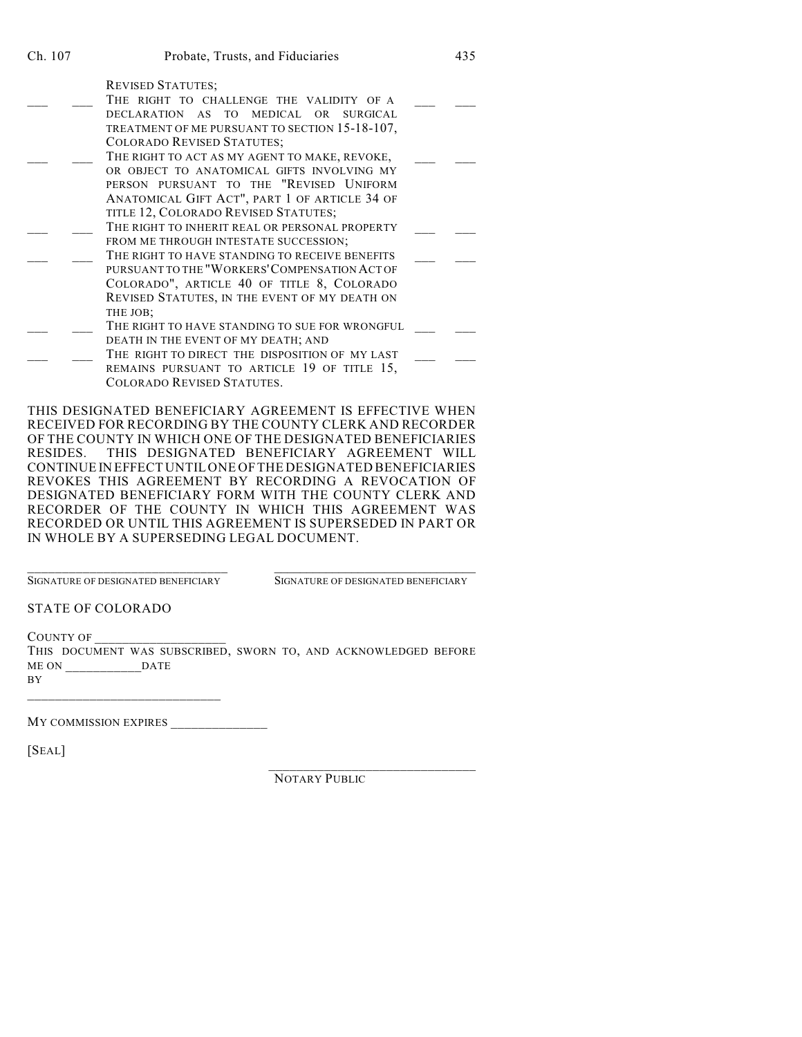REVISED STATUTES;

| | | | | |
|---|---|---|---|---|
| ___ | ___ | THE RIGHT TO CHALLENGE THE VALIDITY OF A DECLARATION AS TO MEDICAL OR SURGICAL TREATMENT OF ME PURSUANT TO SECTION 15-18-107, COLORADO REVISED STATUTES; | ___ | ___ |
| ___ | ___ | THE RIGHT TO ACT AS MY AGENT TO MAKE, REVOKE, OR OBJECT TO ANATOMICAL GIFTS INVOLVING MY PERSON PURSUANT TO THE "REVISED UNIFORM ANATOMICAL GIFT ACT", PART 1 OF ARTICLE 34 OF TITLE 12, COLORADO REVISED STATUTES; | ___ | ___ |
| ___ | ___ | THE RIGHT TO INHERIT REAL OR PERSONAL PROPERTY FROM ME THROUGH INTESTATE SUCCESSION; | ___ | ___ |
| ___ | ___ | THE RIGHT TO HAVE STANDING TO RECEIVE BENEFITS PURSUANT TO THE "WORKERS' COMPENSATION ACT OF COLORADO", ARTICLE 40 OF TITLE 8, COLORADO REVISED STATUTES, IN THE EVENT OF MY DEATH ON THE JOB; | ___ | ___ |
| ___ | ___ | THE RIGHT TO HAVE STANDING TO SUE FOR WRONGFUL DEATH IN THE EVENT OF MY DEATH; AND | ___ | ___ |
| ___ | ___ | THE RIGHT TO DIRECT THE DISPOSITION OF MY LAST REMAINS PURSUANT TO ARTICLE 19 OF TITLE 15, COLORADO REVISED STATUTES. | ___ | ___ |

THIS DESIGNATED BENEFICIARY AGREEMENT IS EFFECTIVE WHEN RECEIVED FOR RECORDING BY THE COUNTY CLERK AND RECORDER OF THE COUNTY IN WHICH ONE OF THE DESIGNATED BENEFICIARIES RESIDES. THIS DESIGNATED BENEFICIARY AGREEMENT WILL CONTINUE IN EFFECT UNTIL ONE OF THE DESIGNATED BENEFICIARIES REVOKES THIS AGREEMENT BY RECORDING A REVOCATION OF DESIGNATED BENEFICIARY FORM WITH THE COUNTY CLERK AND RECORDER OF THE COUNTY IN WHICH THIS AGREEMENT WAS RECORDED OR UNTIL THIS AGREEMENT IS SUPERSEDED IN PART OR IN WHOLE BY A SUPERSEDING LEGAL DOCUMENT.

______________________________ ______________________________
SIGNATURE OF DESIGNATED BENEFICIARY SIGNATURE OF DESIGNATED BENEFICIARY

STATE OF COLORADO

COUNTY OF ___________________
THIS DOCUMENT WAS SUBSCRIBED, SWORN TO, AND ACKNOWLEDGED BEFORE ME ON ____________DATE
BY
______________________________

MY COMMISSION EXPIRES ______________

[SEAL]

______________________________
NOTARY PUBLIC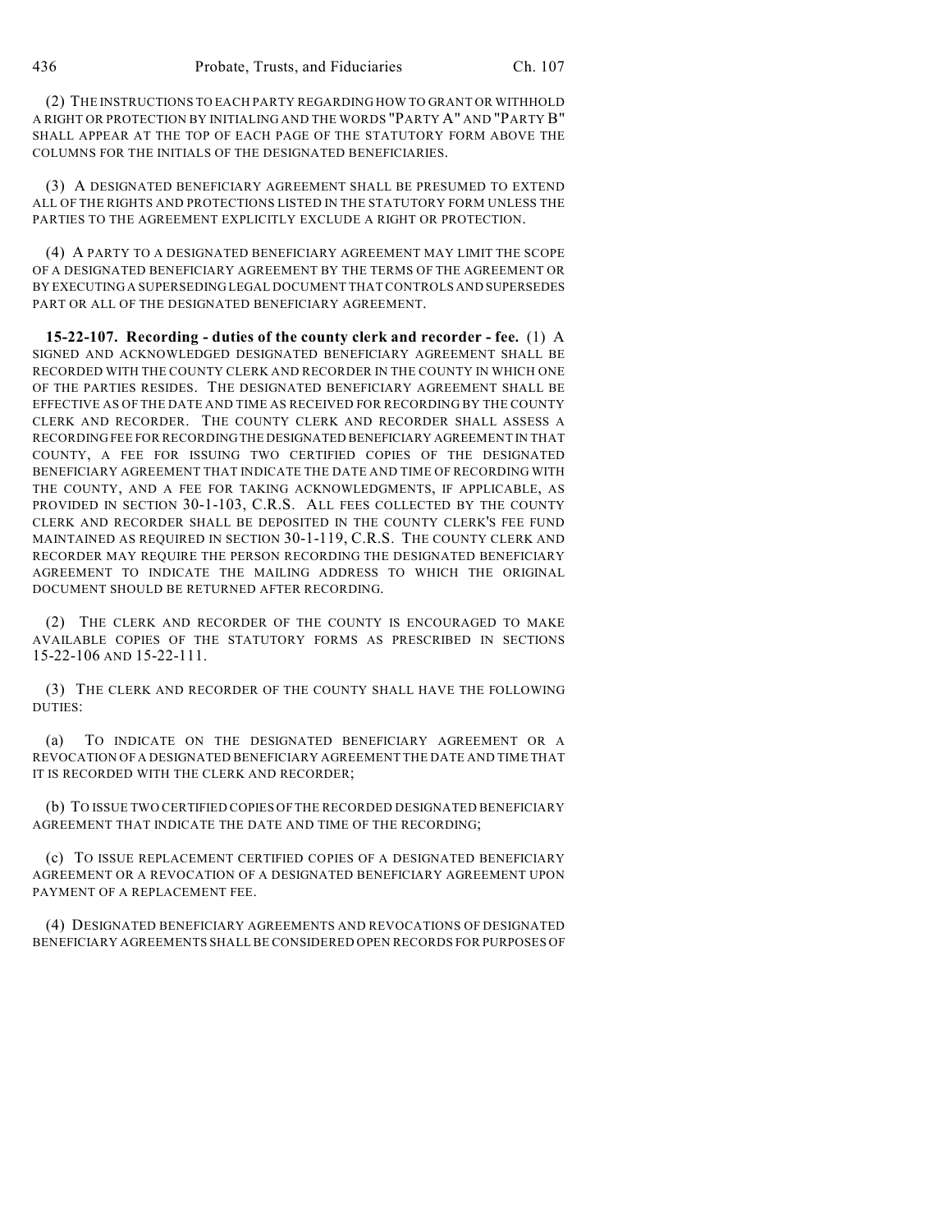(2) THE INSTRUCTIONS TO EACH PARTY REGARDING HOW TO GRANT OR WITHHOLD A RIGHT OR PROTECTION BY INITIALING AND THE WORDS "PARTY A" AND "PARTY B" SHALL APPEAR AT THE TOP OF EACH PAGE OF THE STATUTORY FORM ABOVE THE COLUMNS FOR THE INITIALS OF THE DESIGNATED BENEFICIARIES.

(3) A DESIGNATED BENEFICIARY AGREEMENT SHALL BE PRESUMED TO EXTEND ALL OF THE RIGHTS AND PROTECTIONS LISTED IN THE STATUTORY FORM UNLESS THE PARTIES TO THE AGREEMENT EXPLICITLY EXCLUDE A RIGHT OR PROTECTION.

(4) A PARTY TO A DESIGNATED BENEFICIARY AGREEMENT MAY LIMIT THE SCOPE OF A DESIGNATED BENEFICIARY AGREEMENT BY THE TERMS OF THE AGREEMENT OR BY EXECUTING A SUPERSEDING LEGAL DOCUMENT THAT CONTROLS AND SUPERSEDES PART OR ALL OF THE DESIGNATED BENEFICIARY AGREEMENT.

**15-22-107. Recording - duties of the county clerk and recorder - fee.** (1) A SIGNED AND ACKNOWLEDGED DESIGNATED BENEFICIARY AGREEMENT SHALL BE RECORDED WITH THE COUNTY CLERK AND RECORDER IN THE COUNTY IN WHICH ONE OF THE PARTIES RESIDES. THE DESIGNATED BENEFICIARY AGREEMENT SHALL BE EFFECTIVE AS OF THE DATE AND TIME AS RECEIVED FOR RECORDING BY THE COUNTY CLERK AND RECORDER. THE COUNTY CLERK AND RECORDER SHALL ASSESS A RECORDING FEE FOR RECORDING THE DESIGNATED BENEFICIARY AGREEMENT IN THAT COUNTY, A FEE FOR ISSUING TWO CERTIFIED COPIES OF THE DESIGNATED BENEFICIARY AGREEMENT THAT INDICATE THE DATE AND TIME OF RECORDING WITH THE COUNTY, AND A FEE FOR TAKING ACKNOWLEDGMENTS, IF APPLICABLE, AS PROVIDED IN SECTION 30-1-103, C.R.S. ALL FEES COLLECTED BY THE COUNTY CLERK AND RECORDER SHALL BE DEPOSITED IN THE COUNTY CLERK'S FEE FUND MAINTAINED AS REQUIRED IN SECTION 30-1-119, C.R.S. THE COUNTY CLERK AND RECORDER MAY REQUIRE THE PERSON RECORDING THE DESIGNATED BENEFICIARY AGREEMENT TO INDICATE THE MAILING ADDRESS TO WHICH THE ORIGINAL DOCUMENT SHOULD BE RETURNED AFTER RECORDING.

(2) THE CLERK AND RECORDER OF THE COUNTY IS ENCOURAGED TO MAKE AVAILABLE COPIES OF THE STATUTORY FORMS AS PRESCRIBED IN SECTIONS 15-22-106 AND 15-22-111.

(3) THE CLERK AND RECORDER OF THE COUNTY SHALL HAVE THE FOLLOWING DUTIES:

(a) TO INDICATE ON THE DESIGNATED BENEFICIARY AGREEMENT OR A REVOCATION OF A DESIGNATED BENEFICIARY AGREEMENT THE DATE AND TIME THAT IT IS RECORDED WITH THE CLERK AND RECORDER;

(b) TO ISSUE TWO CERTIFIED COPIES OF THE RECORDED DESIGNATED BENEFICIARY AGREEMENT THAT INDICATE THE DATE AND TIME OF THE RECORDING;

(c) TO ISSUE REPLACEMENT CERTIFIED COPIES OF A DESIGNATED BENEFICIARY AGREEMENT OR A REVOCATION OF A DESIGNATED BENEFICIARY AGREEMENT UPON PAYMENT OF A REPLACEMENT FEE.

(4) DESIGNATED BENEFICIARY AGREEMENTS AND REVOCATIONS OF DESIGNATED BENEFICIARY AGREEMENTS SHALL BE CONSIDERED OPEN RECORDS FOR PURPOSES OF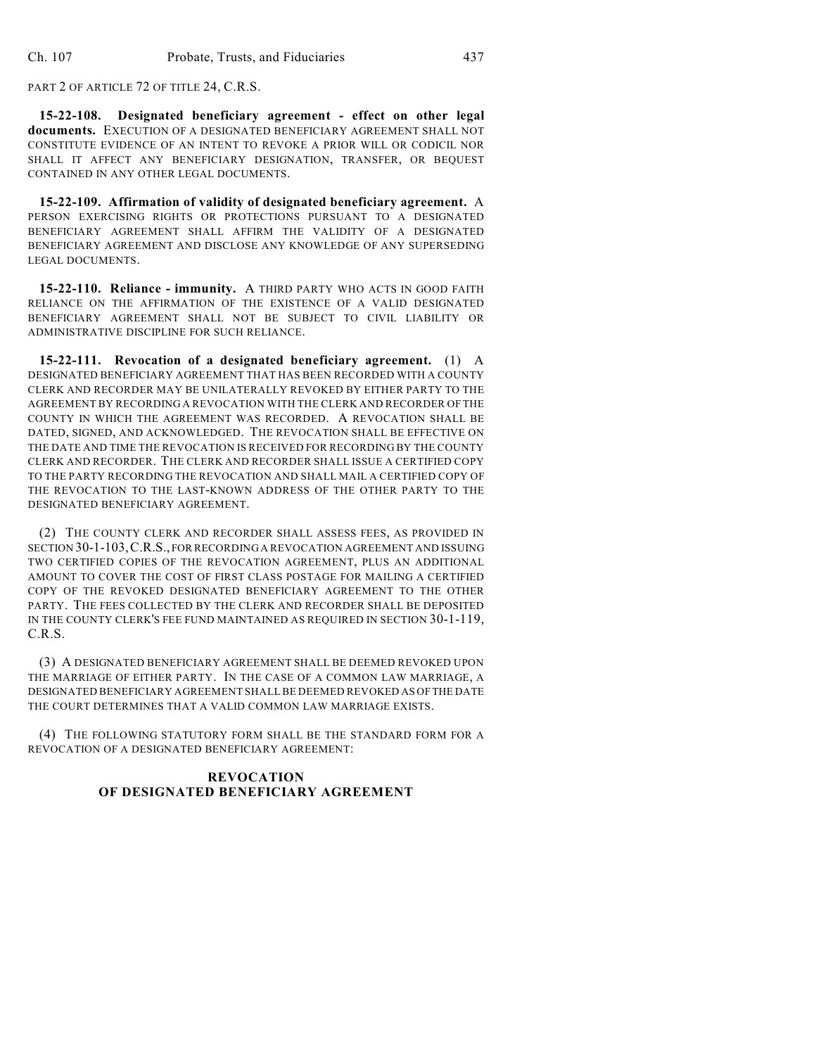PART 2 OF ARTICLE 72 OF TITLE 24, C.R.S.

**15-22-108. Designated beneficiary agreement - effect on other legal documents.** EXECUTION OF A DESIGNATED BENEFICIARY AGREEMENT SHALL NOT CONSTITUTE EVIDENCE OF AN INTENT TO REVOKE A PRIOR WILL OR CODICIL NOR SHALL IT AFFECT ANY BENEFICIARY DESIGNATION, TRANSFER, OR BEQUEST CONTAINED IN ANY OTHER LEGAL DOCUMENTS.

**15-22-109. Affirmation of validity of designated beneficiary agreement.** A PERSON EXERCISING RIGHTS OR PROTECTIONS PURSUANT TO A DESIGNATED BENEFICIARY AGREEMENT SHALL AFFIRM THE VALIDITY OF A DESIGNATED BENEFICIARY AGREEMENT AND DISCLOSE ANY KNOWLEDGE OF ANY SUPERSEDING LEGAL DOCUMENTS.

**15-22-110. Reliance - immunity.** A THIRD PARTY WHO ACTS IN GOOD FAITH RELIANCE ON THE AFFIRMATION OF THE EXISTENCE OF A VALID DESIGNATED BENEFICIARY AGREEMENT SHALL NOT BE SUBJECT TO CIVIL LIABILITY OR ADMINISTRATIVE DISCIPLINE FOR SUCH RELIANCE.

**15-22-111. Revocation of a designated beneficiary agreement.** (1) A DESIGNATED BENEFICIARY AGREEMENT THAT HAS BEEN RECORDED WITH A COUNTY CLERK AND RECORDER MAY BE UNILATERALLY REVOKED BY EITHER PARTY TO THE AGREEMENT BY RECORDING A REVOCATION WITH THE CLERK AND RECORDER OF THE COUNTY IN WHICH THE AGREEMENT WAS RECORDED. A REVOCATION SHALL BE DATED, SIGNED, AND ACKNOWLEDGED. THE REVOCATION SHALL BE EFFECTIVE ON THE DATE AND TIME THE REVOCATION IS RECEIVED FOR RECORDING BY THE COUNTY CLERK AND RECORDER. THE CLERK AND RECORDER SHALL ISSUE A CERTIFIED COPY TO THE PARTY RECORDING THE REVOCATION AND SHALL MAIL A CERTIFIED COPY OF THE REVOCATION TO THE LAST-KNOWN ADDRESS OF THE OTHER PARTY TO THE DESIGNATED BENEFICIARY AGREEMENT.

(2) THE COUNTY CLERK AND RECORDER SHALL ASSESS FEES, AS PROVIDED IN SECTION 30-1-103, C.R.S., FOR RECORDING A REVOCATION AGREEMENT AND ISSUING TWO CERTIFIED COPIES OF THE REVOCATION AGREEMENT, PLUS AN ADDITIONAL AMOUNT TO COVER THE COST OF FIRST CLASS POSTAGE FOR MAILING A CERTIFIED COPY OF THE REVOKED DESIGNATED BENEFICIARY AGREEMENT TO THE OTHER PARTY. THE FEES COLLECTED BY THE CLERK AND RECORDER SHALL BE DEPOSITED IN THE COUNTY CLERK'S FEE FUND MAINTAINED AS REQUIRED IN SECTION 30-1-119, C.R.S.

(3) A DESIGNATED BENEFICIARY AGREEMENT SHALL BE DEEMED REVOKED UPON THE MARRIAGE OF EITHER PARTY. IN THE CASE OF A COMMON LAW MARRIAGE, A DESIGNATED BENEFICIARY AGREEMENT SHALL BE DEEMED REVOKED AS OF THE DATE THE COURT DETERMINES THAT A VALID COMMON LAW MARRIAGE EXISTS.

(4) THE FOLLOWING STATUTORY FORM SHALL BE THE STANDARD FORM FOR A REVOCATION OF A DESIGNATED BENEFICIARY AGREEMENT:

**REVOCATION**
**OF DESIGNATED BENEFICIARY AGREEMENT**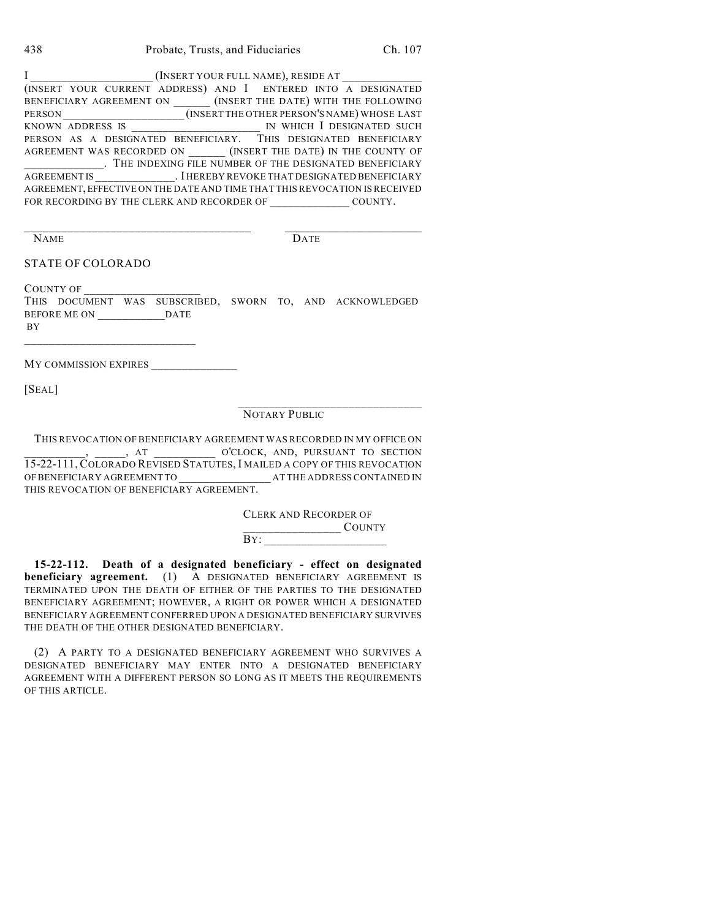I _____________________ (INSERT YOUR FULL NAME), RESIDE AT ______________ (INSERT YOUR CURRENT ADDRESS) AND I ENTERED INTO A DESIGNATED BENEFICIARY AGREEMENT ON _______ (INSERT THE DATE) WITH THE FOLLOWING PERSON ______________________ (INSERT THE OTHER PERSON'S NAME) WHOSE LAST KNOWN ADDRESS IS ________________________ IN WHICH I DESIGNATED SUCH PERSON AS A DESIGNATED BENEFICIARY. THIS DESIGNATED BENEFICIARY AGREEMENT WAS RECORDED ON _______ (INSERT THE DATE) IN THE COUNTY OF ______________. THE INDEXING FILE NUMBER OF THE DESIGNATED BENEFICIARY AGREEMENT IS _______________. I HEREBY REVOKE THAT DESIGNATED BENEFICIARY AGREEMENT, EFFECTIVE ON THE DATE AND TIME THAT THIS REVOCATION IS RECEIVED FOR RECORDING BY THE CLERK AND RECORDER OF _______________ COUNTY.

______________________________________ ________________________
NAME DATE

STATE OF COLORADO

COUNTY OF ____________________
THIS DOCUMENT WAS SUBSCRIBED, SWORN TO, AND ACKNOWLEDGED BEFORE ME ON ____________DATE
BY

______________________________

MY COMMISSION EXPIRES _______________

[SEAL]

______________________________
NOTARY PUBLIC

THIS REVOCATION OF BENEFICIARY AGREEMENT WAS RECORDED IN MY OFFICE ON ___________, ______, AT ___________ O'CLOCK, AND, PURSUANT TO SECTION 15-22-111, COLORADO REVISED STATUTES, I MAILED A COPY OF THIS REVOCATION OF BENEFICIARY AGREEMENT TO _________________ AT THE ADDRESS CONTAINED IN THIS REVOCATION OF BENEFICIARY AGREEMENT.

CLERK AND RECORDER OF
_________________ COUNTY
BY: _____________________

**15-22-112. Death of a designated beneficiary - effect on designated beneficiary agreement.** (1) A DESIGNATED BENEFICIARY AGREEMENT IS TERMINATED UPON THE DEATH OF EITHER OF THE PARTIES TO THE DESIGNATED BENEFICIARY AGREEMENT; HOWEVER, A RIGHT OR POWER WHICH A DESIGNATED BENEFICIARY AGREEMENT CONFERRED UPON A DESIGNATED BENEFICIARY SURVIVES THE DEATH OF THE OTHER DESIGNATED BENEFICIARY.

(2) A PARTY TO A DESIGNATED BENEFICIARY AGREEMENT WHO SURVIVES A DESIGNATED BENEFICIARY MAY ENTER INTO A DESIGNATED BENEFICIARY AGREEMENT WITH A DIFFERENT PERSON SO LONG AS IT MEETS THE REQUIREMENTS OF THIS ARTICLE.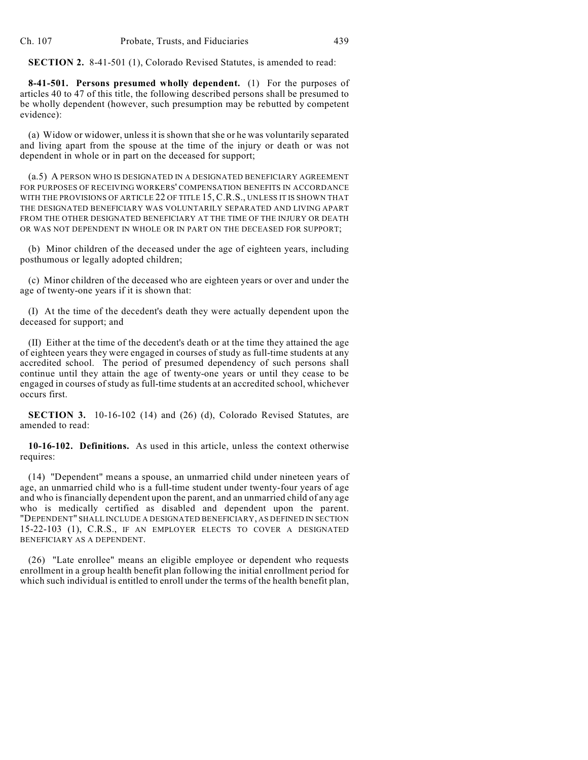**SECTION 2.** 8-41-501 (1), Colorado Revised Statutes, is amended to read:

**8-41-501. Persons presumed wholly dependent.** (1) For the purposes of articles 40 to 47 of this title, the following described persons shall be presumed to be wholly dependent (however, such presumption may be rebutted by competent evidence):

(a) Widow or widower, unless it is shown that she or he was voluntarily separated and living apart from the spouse at the time of the injury or death or was not dependent in whole or in part on the deceased for support;

(a.5) A PERSON WHO IS DESIGNATED IN A DESIGNATED BENEFICIARY AGREEMENT FOR PURPOSES OF RECEIVING WORKERS' COMPENSATION BENEFITS IN ACCORDANCE WITH THE PROVISIONS OF ARTICLE 22 OF TITLE 15, C.R.S., UNLESS IT IS SHOWN THAT THE DESIGNATED BENEFICIARY WAS VOLUNTARILY SEPARATED AND LIVING APART FROM THE OTHER DESIGNATED BENEFICIARY AT THE TIME OF THE INJURY OR DEATH OR WAS NOT DEPENDENT IN WHOLE OR IN PART ON THE DECEASED FOR SUPPORT;

(b) Minor children of the deceased under the age of eighteen years, including posthumous or legally adopted children;

(c) Minor children of the deceased who are eighteen years or over and under the age of twenty-one years if it is shown that:

(I) At the time of the decedent's death they were actually dependent upon the deceased for support; and

(II) Either at the time of the decedent's death or at the time they attained the age of eighteen years they were engaged in courses of study as full-time students at any accredited school. The period of presumed dependency of such persons shall continue until they attain the age of twenty-one years or until they cease to be engaged in courses of study as full-time students at an accredited school, whichever occurs first.

**SECTION 3.** 10-16-102 (14) and (26) (d), Colorado Revised Statutes, are amended to read:

**10-16-102. Definitions.** As used in this article, unless the context otherwise requires:

(14) "Dependent" means a spouse, an unmarried child under nineteen years of age, an unmarried child who is a full-time student under twenty-four years of age and who is financially dependent upon the parent, and an unmarried child of any age who is medically certified as disabled and dependent upon the parent. "DEPENDENT" SHALL INCLUDE A DESIGNATED BENEFICIARY, AS DEFINED IN SECTION 15-22-103 (1), C.R.S., IF AN EMPLOYER ELECTS TO COVER A DESIGNATED BENEFICIARY AS A DEPENDENT.

(26) "Late enrollee" means an eligible employee or dependent who requests enrollment in a group health benefit plan following the initial enrollment period for which such individual is entitled to enroll under the terms of the health benefit plan,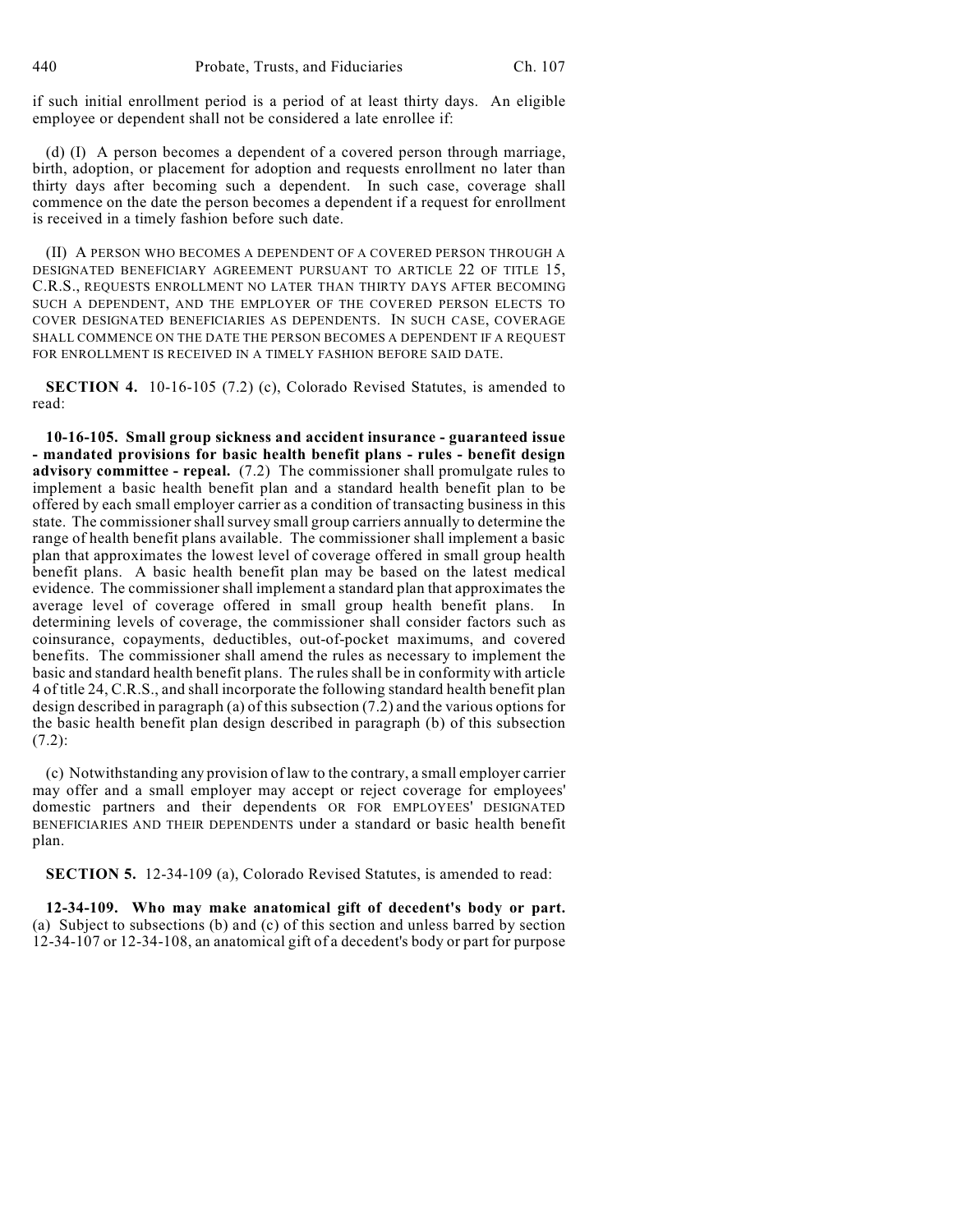if such initial enrollment period is a period of at least thirty days. An eligible employee or dependent shall not be considered a late enrollee if:

(d) (I) A person becomes a dependent of a covered person through marriage, birth, adoption, or placement for adoption and requests enrollment no later than thirty days after becoming such a dependent. In such case, coverage shall commence on the date the person becomes a dependent if a request for enrollment is received in a timely fashion before such date.

(II) A PERSON WHO BECOMES A DEPENDENT OF A COVERED PERSON THROUGH A DESIGNATED BENEFICIARY AGREEMENT PURSUANT TO ARTICLE 22 OF TITLE 15, C.R.S., REQUESTS ENROLLMENT NO LATER THAN THIRTY DAYS AFTER BECOMING SUCH A DEPENDENT, AND THE EMPLOYER OF THE COVERED PERSON ELECTS TO COVER DESIGNATED BENEFICIARIES AS DEPENDENTS. IN SUCH CASE, COVERAGE SHALL COMMENCE ON THE DATE THE PERSON BECOMES A DEPENDENT IF A REQUEST FOR ENROLLMENT IS RECEIVED IN A TIMELY FASHION BEFORE SAID DATE.

**SECTION 4.** 10-16-105 (7.2) (c), Colorado Revised Statutes, is amended to read:

**10-16-105. Small group sickness and accident insurance - guaranteed issue - mandated provisions for basic health benefit plans - rules - benefit design advisory committee - repeal.** (7.2) The commissioner shall promulgate rules to implement a basic health benefit plan and a standard health benefit plan to be offered by each small employer carrier as a condition of transacting business in this state. The commissioner shall survey small group carriers annually to determine the range of health benefit plans available. The commissioner shall implement a basic plan that approximates the lowest level of coverage offered in small group health benefit plans. A basic health benefit plan may be based on the latest medical evidence. The commissioner shall implement a standard plan that approximates the average level of coverage offered in small group health benefit plans. In determining levels of coverage, the commissioner shall consider factors such as coinsurance, copayments, deductibles, out-of-pocket maximums, and covered benefits. The commissioner shall amend the rules as necessary to implement the basic and standard health benefit plans. The rules shall be in conformity with article 4 of title 24, C.R.S., and shall incorporate the following standard health benefit plan design described in paragraph (a) of this subsection (7.2) and the various options for the basic health benefit plan design described in paragraph (b) of this subsection (7.2):

(c) Notwithstanding any provision of law to the contrary, a small employer carrier may offer and a small employer may accept or reject coverage for employees' domestic partners and their dependents OR FOR EMPLOYEES' DESIGNATED BENEFICIARIES AND THEIR DEPENDENTS under a standard or basic health benefit plan.

**SECTION 5.** 12-34-109 (a), Colorado Revised Statutes, is amended to read:

**12-34-109. Who may make anatomical gift of decedent's body or part.** (a) Subject to subsections (b) and (c) of this section and unless barred by section 12-34-107 or 12-34-108, an anatomical gift of a decedent's body or part for purpose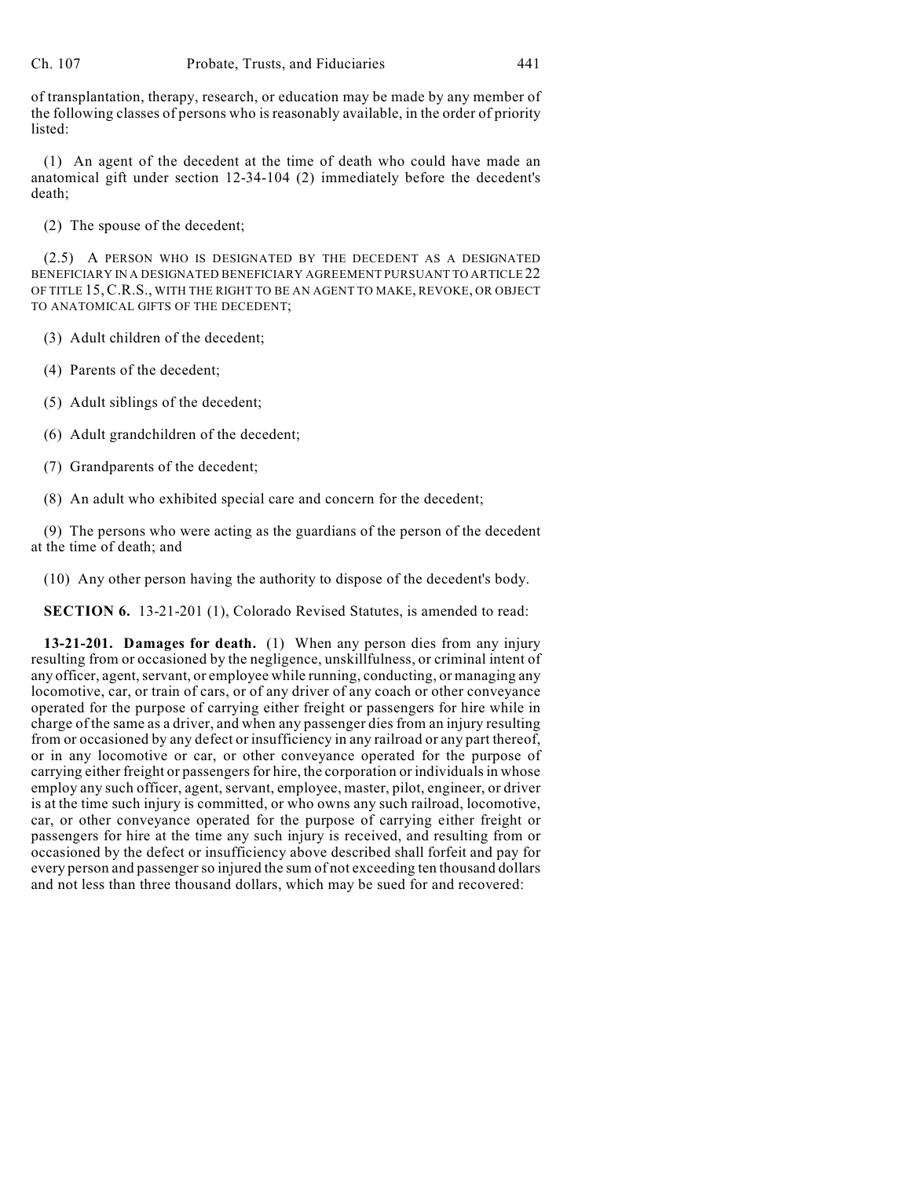of transplantation, therapy, research, or education may be made by any member of the following classes of persons who is reasonably available, in the order of priority listed:

(1) An agent of the decedent at the time of death who could have made an anatomical gift under section 12-34-104 (2) immediately before the decedent's death;

(2) The spouse of the decedent;

(2.5) A PERSON WHO IS DESIGNATED BY THE DECEDENT AS A DESIGNATED BENEFICIARY IN A DESIGNATED BENEFICIARY AGREEMENT PURSUANT TO ARTICLE 22 OF TITLE 15, C.R.S., WITH THE RIGHT TO BE AN AGENT TO MAKE, REVOKE, OR OBJECT TO ANATOMICAL GIFTS OF THE DECEDENT;

(3) Adult children of the decedent;

(4) Parents of the decedent;

(5) Adult siblings of the decedent;

(6) Adult grandchildren of the decedent;

(7) Grandparents of the decedent;

(8) An adult who exhibited special care and concern for the decedent;

(9) The persons who were acting as the guardians of the person of the decedent at the time of death; and

(10) Any other person having the authority to dispose of the decedent's body.

**SECTION 6.** 13-21-201 (1), Colorado Revised Statutes, is amended to read:

**13-21-201. Damages for death.** (1) When any person dies from any injury resulting from or occasioned by the negligence, unskillfulness, or criminal intent of any officer, agent, servant, or employee while running, conducting, or managing any locomotive, car, or train of cars, or of any driver of any coach or other conveyance operated for the purpose of carrying either freight or passengers for hire while in charge of the same as a driver, and when any passenger dies from an injury resulting from or occasioned by any defect or insufficiency in any railroad or any part thereof, or in any locomotive or car, or other conveyance operated for the purpose of carrying either freight or passengers for hire, the corporation or individuals in whose employ any such officer, agent, servant, employee, master, pilot, engineer, or driver is at the time such injury is committed, or who owns any such railroad, locomotive, car, or other conveyance operated for the purpose of carrying either freight or passengers for hire at the time any such injury is received, and resulting from or occasioned by the defect or insufficiency above described shall forfeit and pay for every person and passenger so injured the sum of not exceeding ten thousand dollars and not less than three thousand dollars, which may be sued for and recovered: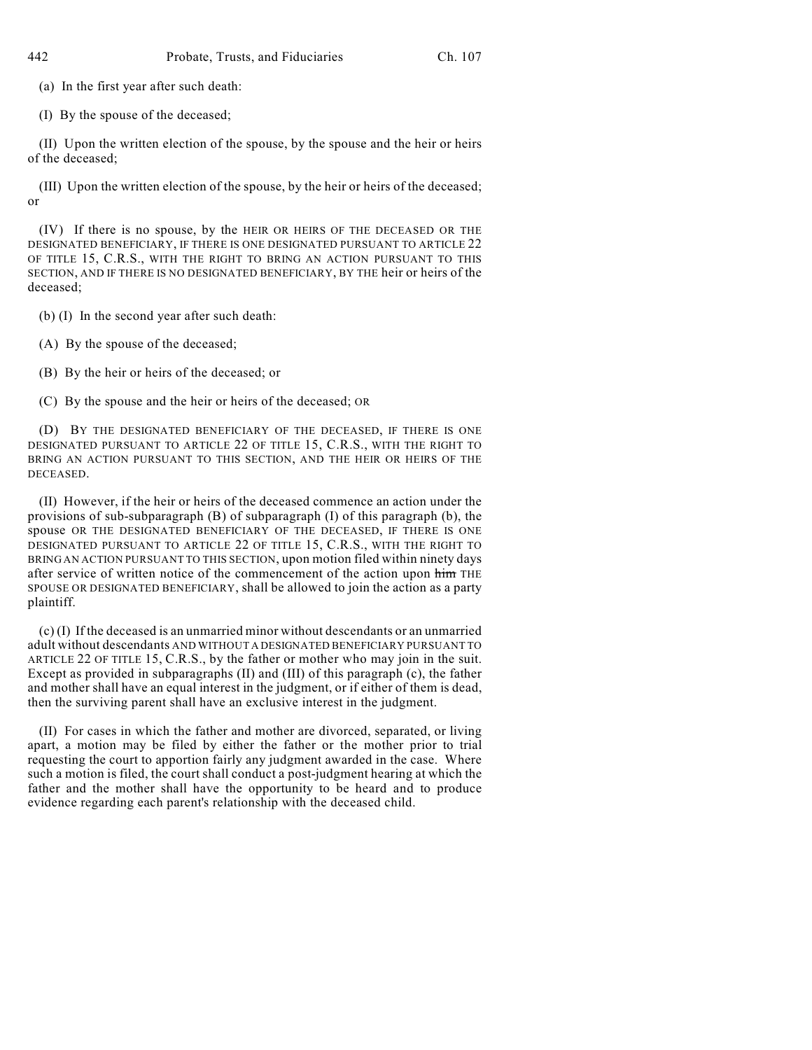(a) In the first year after such death:

(I) By the spouse of the deceased;

(II) Upon the written election of the spouse, by the spouse and the heir or heirs of the deceased;

(III) Upon the written election of the spouse, by the heir or heirs of the deceased; or

(IV) If there is no spouse, by the HEIR OR HEIRS OF THE DECEASED OR THE DESIGNATED BENEFICIARY, IF THERE IS ONE DESIGNATED PURSUANT TO ARTICLE 22 OF TITLE 15, C.R.S., WITH THE RIGHT TO BRING AN ACTION PURSUANT TO THIS SECTION, AND IF THERE IS NO DESIGNATED BENEFICIARY, BY THE heir or heirs of the deceased;

(b) (I) In the second year after such death:

(A) By the spouse of the deceased;

(B) By the heir or heirs of the deceased; or

(C) By the spouse and the heir or heirs of the deceased; OR

(D) BY THE DESIGNATED BENEFICIARY OF THE DECEASED, IF THERE IS ONE DESIGNATED PURSUANT TO ARTICLE 22 OF TITLE 15, C.R.S., WITH THE RIGHT TO BRING AN ACTION PURSUANT TO THIS SECTION, AND THE HEIR OR HEIRS OF THE DECEASED.

(II) However, if the heir or heirs of the deceased commence an action under the provisions of sub-subparagraph (B) of subparagraph (I) of this paragraph (b), the spouse OR THE DESIGNATED BENEFICIARY OF THE DECEASED, IF THERE IS ONE DESIGNATED PURSUANT TO ARTICLE 22 OF TITLE 15, C.R.S., WITH THE RIGHT TO BRING AN ACTION PURSUANT TO THIS SECTION, upon motion filed within ninety days after service of written notice of the commencement of the action upon ~~him~~ THE SPOUSE OR DESIGNATED BENEFICIARY, shall be allowed to join the action as a party plaintiff.

(c) (I) If the deceased is an unmarried minor without descendants or an unmarried adult without descendants AND WITHOUT A DESIGNATED BENEFICIARY PURSUANT TO ARTICLE 22 OF TITLE 15, C.R.S., by the father or mother who may join in the suit. Except as provided in subparagraphs (II) and (III) of this paragraph (c), the father and mother shall have an equal interest in the judgment, or if either of them is dead, then the surviving parent shall have an exclusive interest in the judgment.

(II) For cases in which the father and mother are divorced, separated, or living apart, a motion may be filed by either the father or the mother prior to trial requesting the court to apportion fairly any judgment awarded in the case. Where such a motion is filed, the court shall conduct a post-judgment hearing at which the father and the mother shall have the opportunity to be heard and to produce evidence regarding each parent's relationship with the deceased child.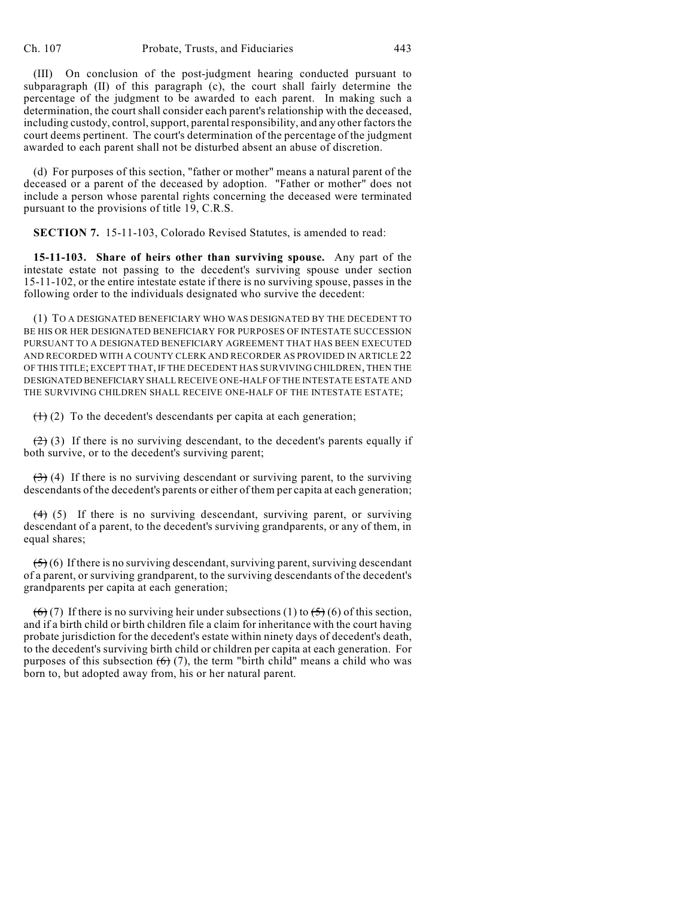(III) On conclusion of the post-judgment hearing conducted pursuant to subparagraph (II) of this paragraph (c), the court shall fairly determine the percentage of the judgment to be awarded to each parent. In making such a determination, the court shall consider each parent's relationship with the deceased, including custody, control, support, parental responsibility, and any other factors the court deems pertinent. The court's determination of the percentage of the judgment awarded to each parent shall not be disturbed absent an abuse of discretion.

(d) For purposes of this section, "father or mother" means a natural parent of the deceased or a parent of the deceased by adoption. "Father or mother" does not include a person whose parental rights concerning the deceased were terminated pursuant to the provisions of title 19, C.R.S.

**SECTION 7.** 15-11-103, Colorado Revised Statutes, is amended to read:

**15-11-103. Share of heirs other than surviving spouse.** Any part of the intestate estate not passing to the decedent's surviving spouse under section 15-11-102, or the entire intestate estate if there is no surviving spouse, passes in the following order to the individuals designated who survive the decedent:

(1) TO A DESIGNATED BENEFICIARY WHO WAS DESIGNATED BY THE DECEDENT TO BE HIS OR HER DESIGNATED BENEFICIARY FOR PURPOSES OF INTESTATE SUCCESSION PURSUANT TO A DESIGNATED BENEFICIARY AGREEMENT THAT HAS BEEN EXECUTED AND RECORDED WITH A COUNTY CLERK AND RECORDER AS PROVIDED IN ARTICLE 22 OF THIS TITLE; EXCEPT THAT, IF THE DECEDENT HAS SURVIVING CHILDREN, THEN THE DESIGNATED BENEFICIARY SHALL RECEIVE ONE-HALF OF THE INTESTATE ESTATE AND THE SURVIVING CHILDREN SHALL RECEIVE ONE-HALF OF THE INTESTATE ESTATE;

~~(1)~~ (2) To the decedent's descendants per capita at each generation;

~~(2)~~ (3) If there is no surviving descendant, to the decedent's parents equally if both survive, or to the decedent's surviving parent;

~~(3)~~ (4) If there is no surviving descendant or surviving parent, to the surviving descendants of the decedent's parents or either of them per capita at each generation;

~~(4)~~ (5) If there is no surviving descendant, surviving parent, or surviving descendant of a parent, to the decedent's surviving grandparents, or any of them, in equal shares;

~~(5)~~ (6) If there is no surviving descendant, surviving parent, surviving descendant of a parent, or surviving grandparent, to the surviving descendants of the decedent's grandparents per capita at each generation;

~~(6)~~ (7) If there is no surviving heir under subsections (1) to ~~(5)~~ (6) of this section, and if a birth child or birth children file a claim for inheritance with the court having probate jurisdiction for the decedent's estate within ninety days of decedent's death, to the decedent's surviving birth child or children per capita at each generation. For purposes of this subsection ~~(6)~~ (7), the term "birth child" means a child who was born to, but adopted away from, his or her natural parent.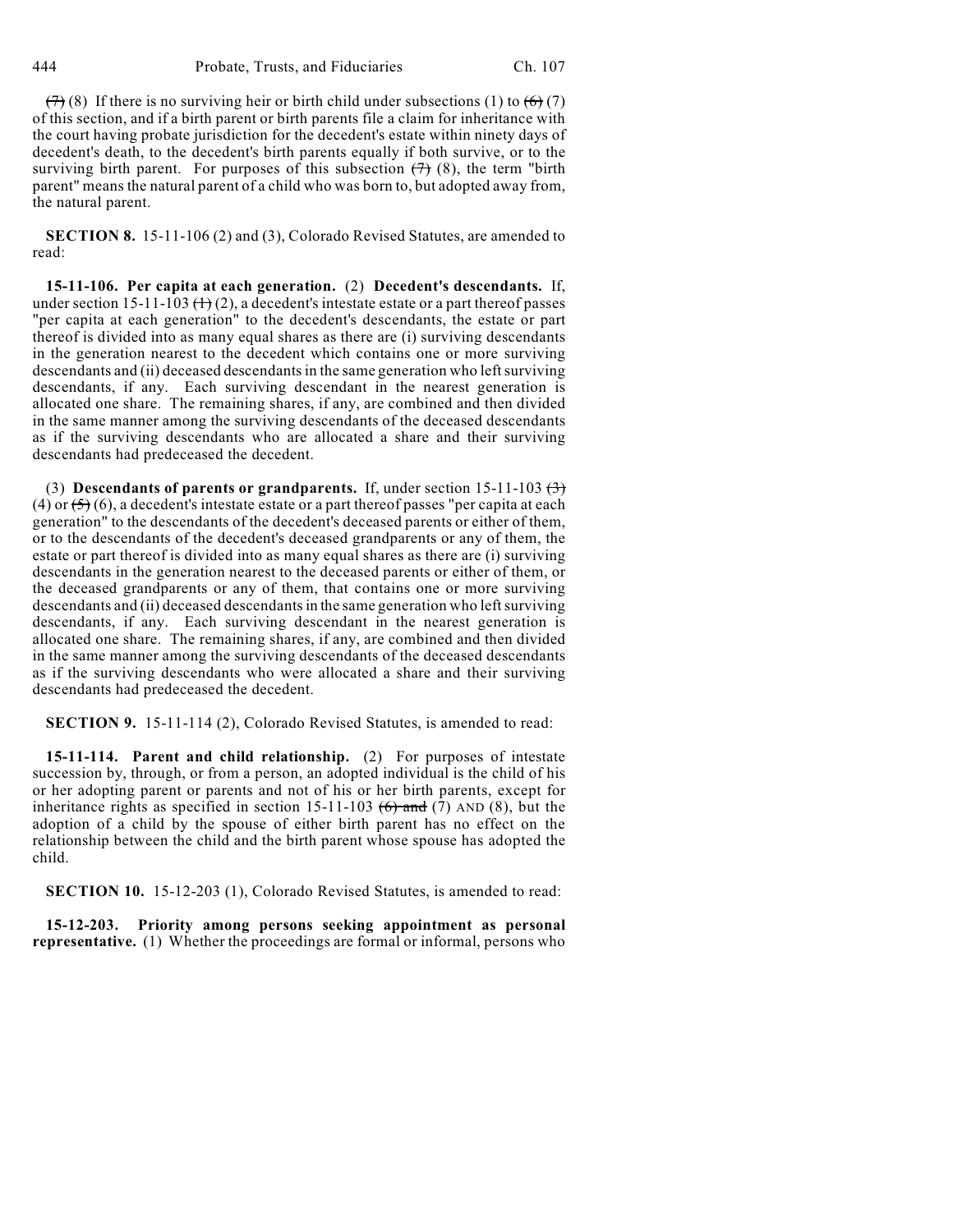~~(7)~~ (8) If there is no surviving heir or birth child under subsections (1) to ~~(6)~~ (7) of this section, and if a birth parent or birth parents file a claim for inheritance with the court having probate jurisdiction for the decedent's estate within ninety days of decedent's death, to the decedent's birth parents equally if both survive, or to the surviving birth parent. For purposes of this subsection ~~(7)~~ (8), the term "birth parent" means the natural parent of a child who was born to, but adopted away from, the natural parent.

**SECTION 8.** 15-11-106 (2) and (3), Colorado Revised Statutes, are amended to read:

**15-11-106. Per capita at each generation.** (2) **Decedent's descendants.** If, under section 15-11-103 ~~(1)~~ (2), a decedent's intestate estate or a part thereof passes "per capita at each generation" to the decedent's descendants, the estate or part thereof is divided into as many equal shares as there are (i) surviving descendants in the generation nearest to the decedent which contains one or more surviving descendants and (ii) deceased descendants in the same generation who left surviving descendants, if any. Each surviving descendant in the nearest generation is allocated one share. The remaining shares, if any, are combined and then divided in the same manner among the surviving descendants of the deceased descendants as if the surviving descendants who are allocated a share and their surviving descendants had predeceased the decedent.

(3) **Descendants of parents or grandparents.** If, under section 15-11-103 ~~(3)~~ (4) or ~~(5)~~ (6), a decedent's intestate estate or a part thereof passes "per capita at each generation" to the descendants of the decedent's deceased parents or either of them, or to the descendants of the decedent's deceased grandparents or any of them, the estate or part thereof is divided into as many equal shares as there are (i) surviving descendants in the generation nearest to the deceased parents or either of them, or the deceased grandparents or any of them, that contains one or more surviving descendants and (ii) deceased descendants in the same generation who left surviving descendants, if any. Each surviving descendant in the nearest generation is allocated one share. The remaining shares, if any, are combined and then divided in the same manner among the surviving descendants of the deceased descendants as if the surviving descendants who were allocated a share and their surviving descendants had predeceased the decedent.

**SECTION 9.** 15-11-114 (2), Colorado Revised Statutes, is amended to read:

**15-11-114. Parent and child relationship.** (2) For purposes of intestate succession by, through, or from a person, an adopted individual is the child of his or her adopting parent or parents and not of his or her birth parents, except for inheritance rights as specified in section 15-11-103 ~~(6) and~~ (7) AND (8), but the adoption of a child by the spouse of either birth parent has no effect on the relationship between the child and the birth parent whose spouse has adopted the child.

**SECTION 10.** 15-12-203 (1), Colorado Revised Statutes, is amended to read:

**15-12-203. Priority among persons seeking appointment as personal representative.** (1) Whether the proceedings are formal or informal, persons who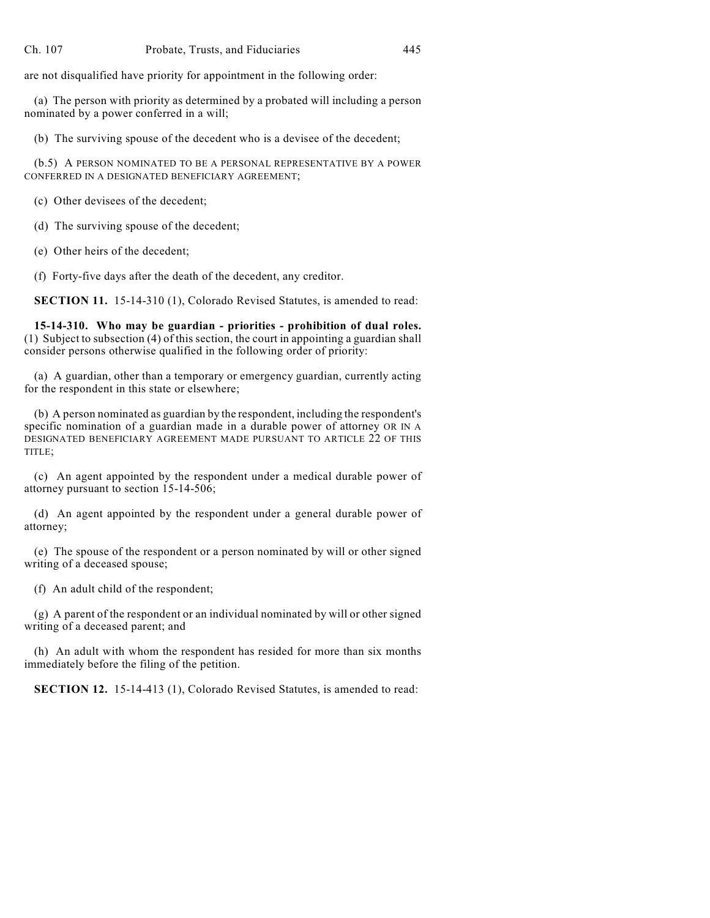are not disqualified have priority for appointment in the following order:

(a) The person with priority as determined by a probated will including a person nominated by a power conferred in a will;

(b) The surviving spouse of the decedent who is a devisee of the decedent;

(b.5) A PERSON NOMINATED TO BE A PERSONAL REPRESENTATIVE BY A POWER CONFERRED IN A DESIGNATED BENEFICIARY AGREEMENT;

(c) Other devisees of the decedent;

(d) The surviving spouse of the decedent;

(e) Other heirs of the decedent;

(f) Forty-five days after the death of the decedent, any creditor.

**SECTION 11.** 15-14-310 (1), Colorado Revised Statutes, is amended to read:

**15-14-310. Who may be guardian - priorities - prohibition of dual roles.** (1) Subject to subsection (4) of this section, the court in appointing a guardian shall consider persons otherwise qualified in the following order of priority:

(a) A guardian, other than a temporary or emergency guardian, currently acting for the respondent in this state or elsewhere;

(b) A person nominated as guardian by the respondent, including the respondent's specific nomination of a guardian made in a durable power of attorney OR IN A DESIGNATED BENEFICIARY AGREEMENT MADE PURSUANT TO ARTICLE 22 OF THIS TITLE;

(c) An agent appointed by the respondent under a medical durable power of attorney pursuant to section 15-14-506;

(d) An agent appointed by the respondent under a general durable power of attorney;

(e) The spouse of the respondent or a person nominated by will or other signed writing of a deceased spouse;

(f) An adult child of the respondent;

(g) A parent of the respondent or an individual nominated by will or other signed writing of a deceased parent; and

(h) An adult with whom the respondent has resided for more than six months immediately before the filing of the petition.

**SECTION 12.** 15-14-413 (1), Colorado Revised Statutes, is amended to read: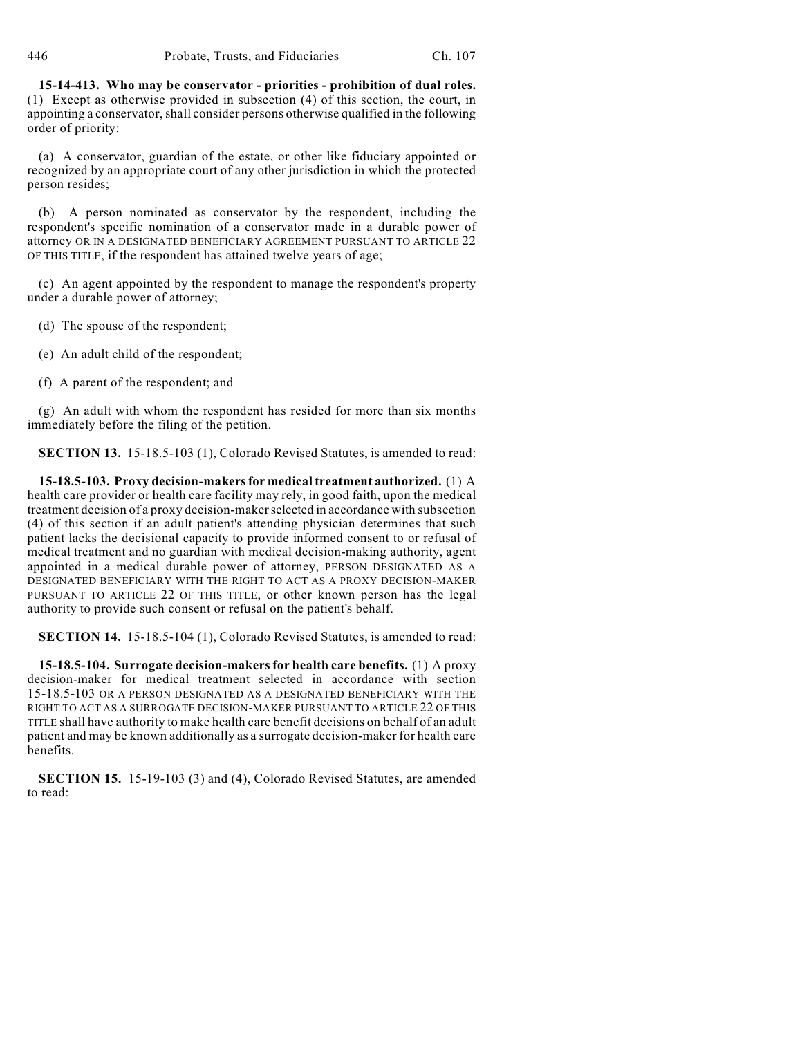**15-14-413. Who may be conservator - priorities - prohibition of dual roles.** (1) Except as otherwise provided in subsection (4) of this section, the court, in appointing a conservator, shall consider persons otherwise qualified in the following order of priority:

(a) A conservator, guardian of the estate, or other like fiduciary appointed or recognized by an appropriate court of any other jurisdiction in which the protected person resides;

(b) A person nominated as conservator by the respondent, including the respondent's specific nomination of a conservator made in a durable power of attorney OR IN A DESIGNATED BENEFICIARY AGREEMENT PURSUANT TO ARTICLE 22 OF THIS TITLE, if the respondent has attained twelve years of age;

(c) An agent appointed by the respondent to manage the respondent's property under a durable power of attorney;

(d) The spouse of the respondent;

(e) An adult child of the respondent;

(f) A parent of the respondent; and

(g) An adult with whom the respondent has resided for more than six months immediately before the filing of the petition.

**SECTION 13.** 15-18.5-103 (1), Colorado Revised Statutes, is amended to read:

**15-18.5-103. Proxy decision-makers for medical treatment authorized.** (1) A health care provider or health care facility may rely, in good faith, upon the medical treatment decision of a proxy decision-maker selected in accordance with subsection (4) of this section if an adult patient's attending physician determines that such patient lacks the decisional capacity to provide informed consent to or refusal of medical treatment and no guardian with medical decision-making authority, agent appointed in a medical durable power of attorney, PERSON DESIGNATED AS A DESIGNATED BENEFICIARY WITH THE RIGHT TO ACT AS A PROXY DECISION-MAKER PURSUANT TO ARTICLE 22 OF THIS TITLE, or other known person has the legal authority to provide such consent or refusal on the patient's behalf.

**SECTION 14.** 15-18.5-104 (1), Colorado Revised Statutes, is amended to read:

**15-18.5-104. Surrogate decision-makers for health care benefits.** (1) A proxy decision-maker for medical treatment selected in accordance with section 15-18.5-103 OR A PERSON DESIGNATED AS A DESIGNATED BENEFICIARY WITH THE RIGHT TO ACT AS A SURROGATE DECISION-MAKER PURSUANT TO ARTICLE 22 OF THIS TITLE shall have authority to make health care benefit decisions on behalf of an adult patient and may be known additionally as a surrogate decision-maker for health care benefits.

**SECTION 15.** 15-19-103 (3) and (4), Colorado Revised Statutes, are amended to read: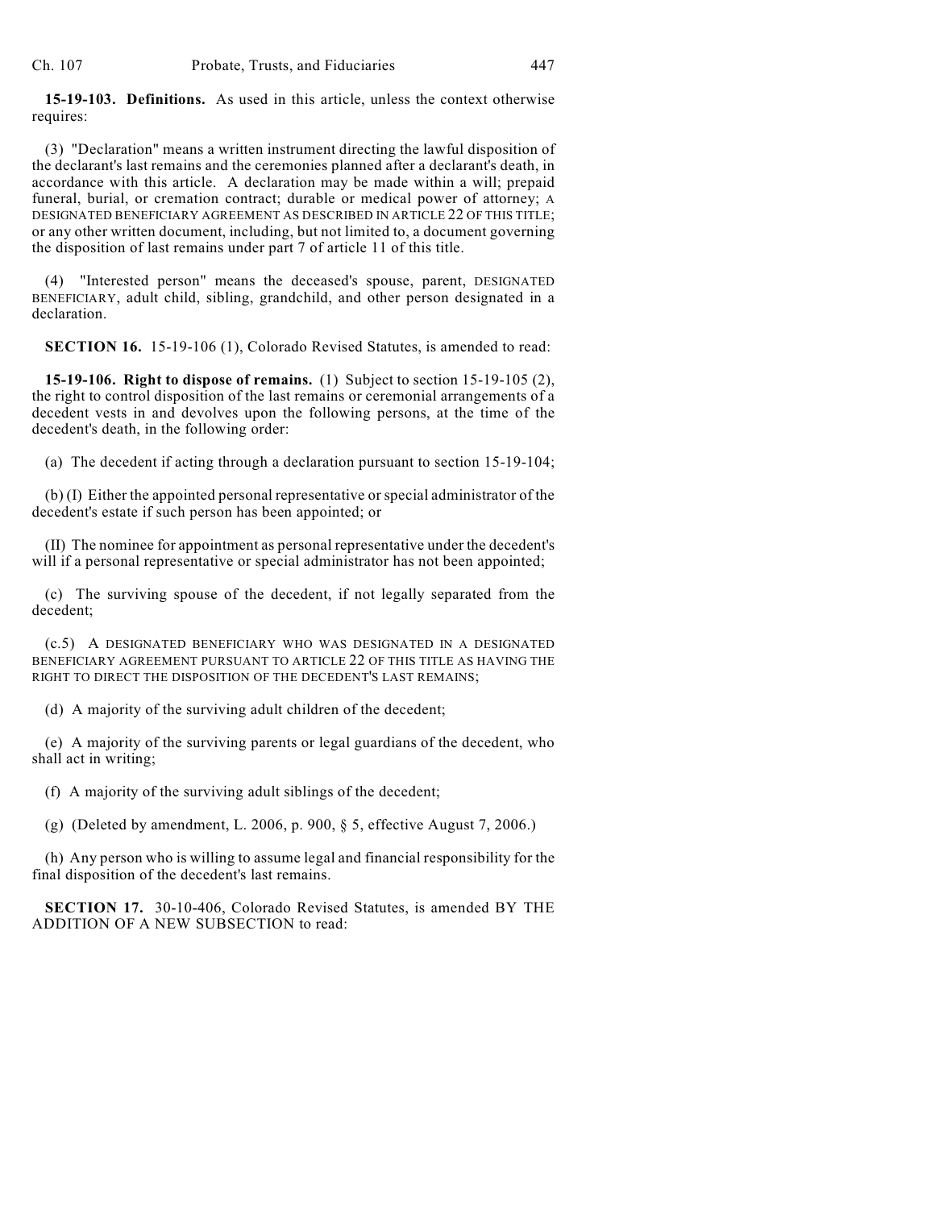**15-19-103. Definitions.** As used in this article, unless the context otherwise requires:

(3) "Declaration" means a written instrument directing the lawful disposition of the declarant's last remains and the ceremonies planned after a declarant's death, in accordance with this article. A declaration may be made within a will; prepaid funeral, burial, or cremation contract; durable or medical power of attorney; A DESIGNATED BENEFICIARY AGREEMENT AS DESCRIBED IN ARTICLE 22 OF THIS TITLE; or any other written document, including, but not limited to, a document governing the disposition of last remains under part 7 of article 11 of this title.

(4) "Interested person" means the deceased's spouse, parent, DESIGNATED BENEFICIARY, adult child, sibling, grandchild, and other person designated in a declaration.

**SECTION 16.** 15-19-106 (1), Colorado Revised Statutes, is amended to read:

**15-19-106. Right to dispose of remains.** (1) Subject to section 15-19-105 (2), the right to control disposition of the last remains or ceremonial arrangements of a decedent vests in and devolves upon the following persons, at the time of the decedent's death, in the following order:

(a) The decedent if acting through a declaration pursuant to section 15-19-104;

(b) (I) Either the appointed personal representative or special administrator of the decedent's estate if such person has been appointed; or

(II) The nominee for appointment as personal representative under the decedent's will if a personal representative or special administrator has not been appointed;

(c) The surviving spouse of the decedent, if not legally separated from the decedent;

(c.5) A DESIGNATED BENEFICIARY WHO WAS DESIGNATED IN A DESIGNATED BENEFICIARY AGREEMENT PURSUANT TO ARTICLE 22 OF THIS TITLE AS HAVING THE RIGHT TO DIRECT THE DISPOSITION OF THE DECEDENT'S LAST REMAINS;

(d) A majority of the surviving adult children of the decedent;

(e) A majority of the surviving parents or legal guardians of the decedent, who shall act in writing;

(f) A majority of the surviving adult siblings of the decedent;

(g) (Deleted by amendment, L. 2006, p. 900, § 5, effective August 7, 2006.)

(h) Any person who is willing to assume legal and financial responsibility for the final disposition of the decedent's last remains.

**SECTION 17.** 30-10-406, Colorado Revised Statutes, is amended BY THE ADDITION OF A NEW SUBSECTION to read: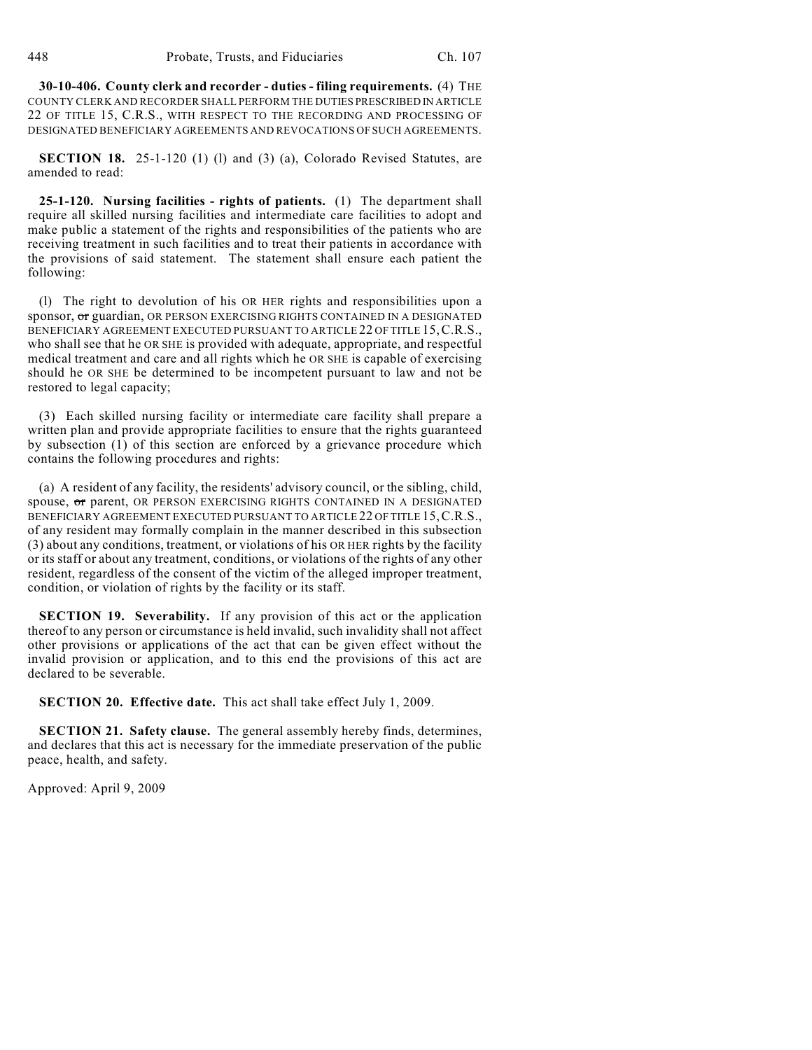**30-10-406. County clerk and recorder - duties - filing requirements.** (4) THE COUNTY CLERK AND RECORDER SHALL PERFORM THE DUTIES PRESCRIBED IN ARTICLE 22 OF TITLE 15, C.R.S., WITH RESPECT TO THE RECORDING AND PROCESSING OF DESIGNATED BENEFICIARY AGREEMENTS AND REVOCATIONS OF SUCH AGREEMENTS.

**SECTION 18.** 25-1-120 (1) (l) and (3) (a), Colorado Revised Statutes, are amended to read:

**25-1-120. Nursing facilities - rights of patients.** (1) The department shall require all skilled nursing facilities and intermediate care facilities to adopt and make public a statement of the rights and responsibilities of the patients who are receiving treatment in such facilities and to treat their patients in accordance with the provisions of said statement. The statement shall ensure each patient the following:

(l) The right to devolution of his OR HER rights and responsibilities upon a sponsor, ~~or~~ guardian, OR PERSON EXERCISING RIGHTS CONTAINED IN A DESIGNATED BENEFICIARY AGREEMENT EXECUTED PURSUANT TO ARTICLE 22 OF TITLE 15, C.R.S., who shall see that he OR SHE is provided with adequate, appropriate, and respectful medical treatment and care and all rights which he OR SHE is capable of exercising should he OR SHE be determined to be incompetent pursuant to law and not be restored to legal capacity;

(3) Each skilled nursing facility or intermediate care facility shall prepare a written plan and provide appropriate facilities to ensure that the rights guaranteed by subsection (1) of this section are enforced by a grievance procedure which contains the following procedures and rights:

(a) A resident of any facility, the residents' advisory council, or the sibling, child, spouse, ~~or~~ parent, OR PERSON EXERCISING RIGHTS CONTAINED IN A DESIGNATED BENEFICIARY AGREEMENT EXECUTED PURSUANT TO ARTICLE 22 OF TITLE 15, C.R.S., of any resident may formally complain in the manner described in this subsection (3) about any conditions, treatment, or violations of his OR HER rights by the facility or its staff or about any treatment, conditions, or violations of the rights of any other resident, regardless of the consent of the victim of the alleged improper treatment, condition, or violation of rights by the facility or its staff.

**SECTION 19. Severability.** If any provision of this act or the application thereof to any person or circumstance is held invalid, such invalidity shall not affect other provisions or applications of the act that can be given effect without the invalid provision or application, and to this end the provisions of this act are declared to be severable.

**SECTION 20. Effective date.** This act shall take effect July 1, 2009.

**SECTION 21. Safety clause.** The general assembly hereby finds, determines, and declares that this act is necessary for the immediate preservation of the public peace, health, and safety.

Approved: April 9, 2009